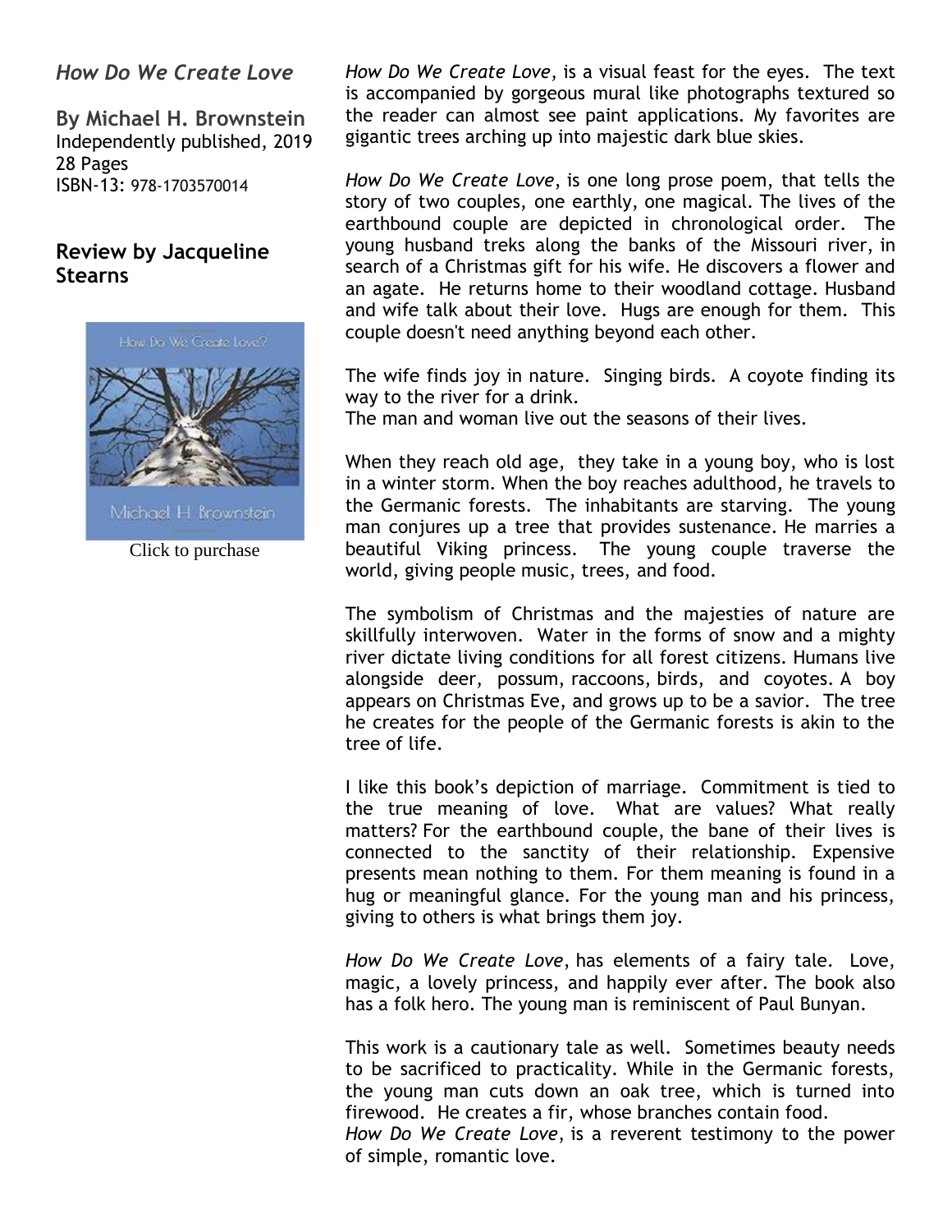## *How Do We Create Love*

**By Michael H. Brownstein**
Independently published, 2019
28 Pages
ISBN-13: 978-1703570014

### Review by Jacqueline Stearns

Click to purchase

*How Do We Create Love*, is a visual feast for the eyes. The text is accompanied by gorgeous mural like photographs textured so the reader can almost see paint applications. My favorites are gigantic trees arching up into majestic dark blue skies.

*How Do We Create Love*, is one long prose poem, that tells the story of two couples, one earthly, one magical. The lives of the earthbound couple are depicted in chronological order. The young husband treks along the banks of the Missouri river, in search of a Christmas gift for his wife. He discovers a flower and an agate. He returns home to their woodland cottage. Husband and wife talk about their love. Hugs are enough for them. This couple doesn't need anything beyond each other.

The wife finds joy in nature. Singing birds. A coyote finding its way to the river for a drink.
The man and woman live out the seasons of their lives.

When they reach old age, they take in a young boy, who is lost in a winter storm. When the boy reaches adulthood, he travels to the Germanic forests. The inhabitants are starving. The young man conjures up a tree that provides sustenance. He marries a beautiful Viking princess. The young couple traverse the world, giving people music, trees, and food.

The symbolism of Christmas and the majesties of nature are skillfully interwoven. Water in the forms of snow and a mighty river dictate living conditions for all forest citizens. Humans live alongside deer, possum, raccoons, birds, and coyotes. A boy appears on Christmas Eve, and grows up to be a savior. The tree he creates for the people of the Germanic forests is akin to the tree of life.

I like this book's depiction of marriage. Commitment is tied to the true meaning of love. What are values? What really matters? For the earthbound couple, the bane of their lives is connected to the sanctity of their relationship. Expensive presents mean nothing to them. For them meaning is found in a hug or meaningful glance. For the young man and his princess, giving to others is what brings them joy.

*How Do We Create Love*, has elements of a fairy tale. Love, magic, a lovely princess, and happily ever after. The book also has a folk hero. The young man is reminiscent of Paul Bunyan.

This work is a cautionary tale as well. Sometimes beauty needs to be sacrificed to practicality. While in the Germanic forests, the young man cuts down an oak tree, which is turned into firewood. He creates a fir, whose branches contain food.
*How Do We Create Love*, is a reverent testimony to the power of simple, romantic love.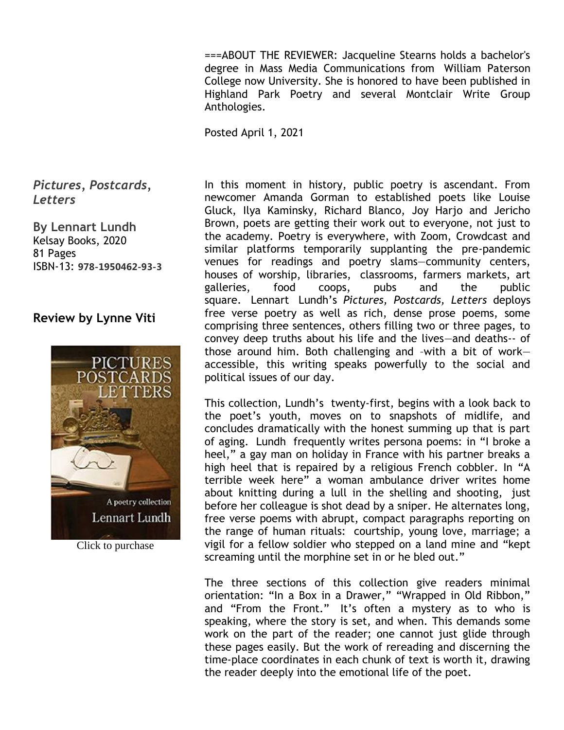===ABOUT THE REVIEWER: Jacqueline Stearns holds a bachelor's degree in Mass Media Communications from William Paterson College now University. She is honored to have been published in Highland Park Poetry and several Montclair Write Group Anthologies.

Posted April 1, 2021

***Pictures, Postcards, Letters***

**By Lennart Lundh**
Kelsay Books, 2020
81 Pages
ISBN-13: **978-1950462-93-3**

### Review by Lynne Viti

Click to purchase

In this moment in history, public poetry is ascendant. From newcomer Amanda Gorman to established poets like Louise Gluck, Ilya Kaminsky, Richard Blanco, Joy Harjo and Jericho Brown, poets are getting their work out to everyone, not just to the academy. Poetry is everywhere, with Zoom, Crowdcast and similar platforms temporarily supplanting the pre-pandemic venues for readings and poetry slams—community centers, houses of worship, libraries, classrooms, farmers markets, art galleries, food coops, pubs and the public square. Lennart Lundh's *Pictures, Postcards, Letters* deploys free verse poetry as well as rich, dense prose poems, some comprising three sentences, others filling two or three pages, to convey deep truths about his life and the lives—and deaths-- of those around him. Both challenging and –with a bit of work— accessible, this writing speaks powerfully to the social and political issues of our day.

This collection, Lundh's twenty-first, begins with a look back to the poet's youth, moves on to snapshots of midlife, and concludes dramatically with the honest summing up that is part of aging. Lundh frequently writes persona poems: in "I broke a heel," a gay man on holiday in France with his partner breaks a high heel that is repaired by a religious French cobbler. In "A terrible week here" a woman ambulance driver writes home about knitting during a lull in the shelling and shooting, just before her colleague is shot dead by a sniper. He alternates long, free verse poems with abrupt, compact paragraphs reporting on the range of human rituals: courtship, young love, marriage; a vigil for a fellow soldier who stepped on a land mine and "kept screaming until the morphine set in or he bled out."

The three sections of this collection give readers minimal orientation: "In a Box in a Drawer," "Wrapped in Old Ribbon," and "From the Front." It's often a mystery as to who is speaking, where the story is set, and when. This demands some work on the part of the reader; one cannot just glide through these pages easily. But the work of rereading and discerning the time-place coordinates in each chunk of text is worth it, drawing the reader deeply into the emotional life of the poet.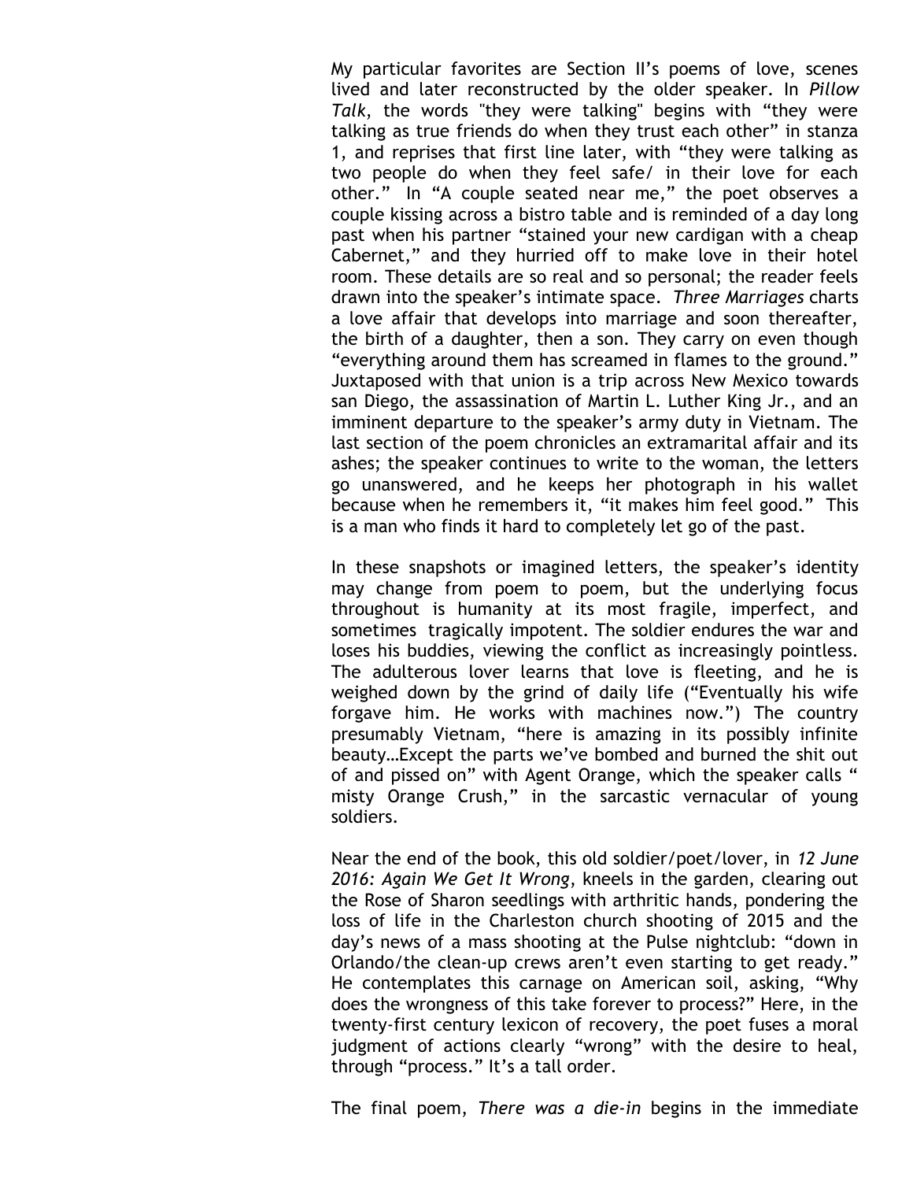My particular favorites are Section II's poems of love, scenes lived and later reconstructed by the older speaker. In *Pillow Talk*, the words "they were talking" begins with "they were talking as true friends do when they trust each other" in stanza 1, and reprises that first line later, with "they were talking as two people do when they feel safe/ in their love for each other." In "A couple seated near me," the poet observes a couple kissing across a bistro table and is reminded of a day long past when his partner "stained your new cardigan with a cheap Cabernet," and they hurried off to make love in their hotel room. These details are so real and so personal; the reader feels drawn into the speaker's intimate space. *Three Marriages* charts a love affair that develops into marriage and soon thereafter, the birth of a daughter, then a son. They carry on even though "everything around them has screamed in flames to the ground." Juxtaposed with that union is a trip across New Mexico towards san Diego, the assassination of Martin L. Luther King Jr., and an imminent departure to the speaker's army duty in Vietnam. The last section of the poem chronicles an extramarital affair and its ashes; the speaker continues to write to the woman, the letters go unanswered, and he keeps her photograph in his wallet because when he remembers it, "it makes him feel good." This is a man who finds it hard to completely let go of the past.

In these snapshots or imagined letters, the speaker's identity may change from poem to poem, but the underlying focus throughout is humanity at its most fragile, imperfect, and sometimes tragically impotent. The soldier endures the war and loses his buddies, viewing the conflict as increasingly pointless. The adulterous lover learns that love is fleeting, and he is weighed down by the grind of daily life ("Eventually his wife forgave him. He works with machines now.") The country presumably Vietnam, "here is amazing in its possibly infinite beauty…Except the parts we've bombed and burned the shit out of and pissed on" with Agent Orange, which the speaker calls " misty Orange Crush," in the sarcastic vernacular of young soldiers.

Near the end of the book, this old soldier/poet/lover, in *12 June 2016: Again We Get It Wrong*, kneels in the garden, clearing out the Rose of Sharon seedlings with arthritic hands, pondering the loss of life in the Charleston church shooting of 2015 and the day's news of a mass shooting at the Pulse nightclub: "down in Orlando/the clean-up crews aren't even starting to get ready." He contemplates this carnage on American soil, asking, "Why does the wrongness of this take forever to process?" Here, in the twenty-first century lexicon of recovery, the poet fuses a moral judgment of actions clearly "wrong" with the desire to heal, through "process." It's a tall order.

The final poem, *There was a die-in* begins in the immediate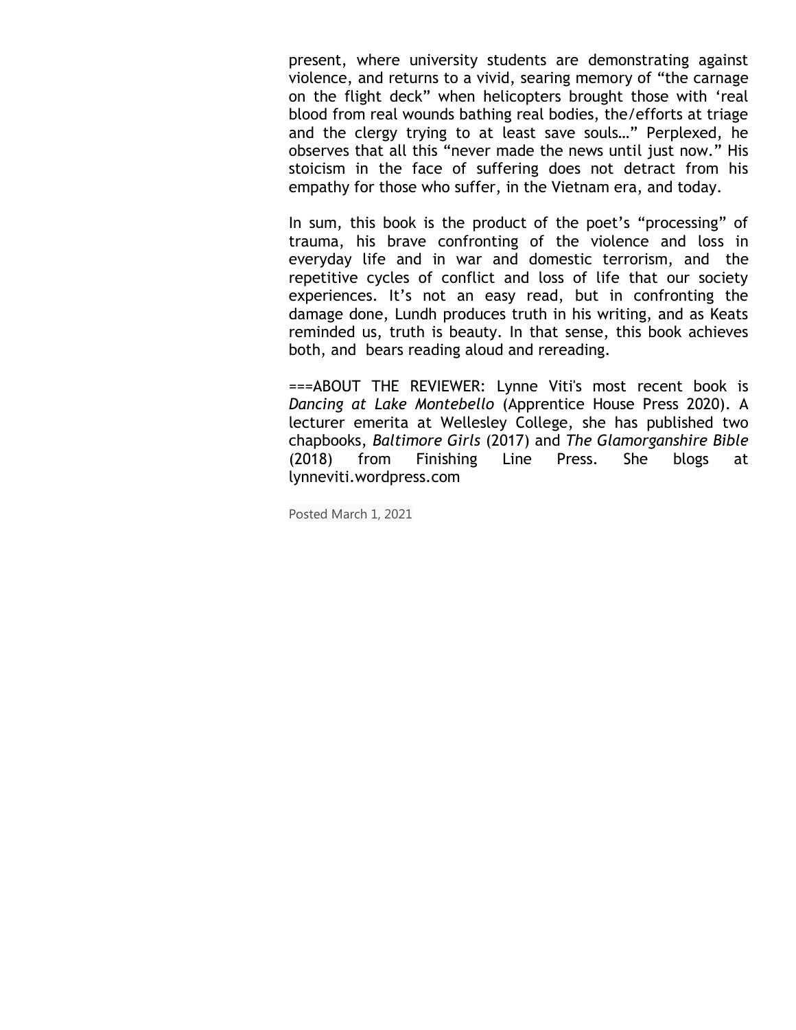present, where university students are demonstrating against violence, and returns to a vivid, searing memory of "the carnage on the flight deck" when helicopters brought those with 'real blood from real wounds bathing real bodies, the/efforts at triage and the clergy trying to at least save souls…" Perplexed, he observes that all this "never made the news until just now." His stoicism in the face of suffering does not detract from his empathy for those who suffer, in the Vietnam era, and today.

In sum, this book is the product of the poet's "processing" of trauma, his brave confronting of the violence and loss in everyday life and in war and domestic terrorism, and the repetitive cycles of conflict and loss of life that our society experiences. It's not an easy read, but in confronting the damage done, Lundh produces truth in his writing, and as Keats reminded us, truth is beauty. In that sense, this book achieves both, and bears reading aloud and rereading.

===ABOUT THE REVIEWER: Lynne Viti's most recent book is *Dancing at Lake Montebello* (Apprentice House Press 2020). A lecturer emerita at Wellesley College, she has published two chapbooks, *Baltimore Girls* (2017) and *The Glamorganshire Bible* (2018) from Finishing Line Press. She blogs at lynneviti.wordpress.com

Posted March 1, 2021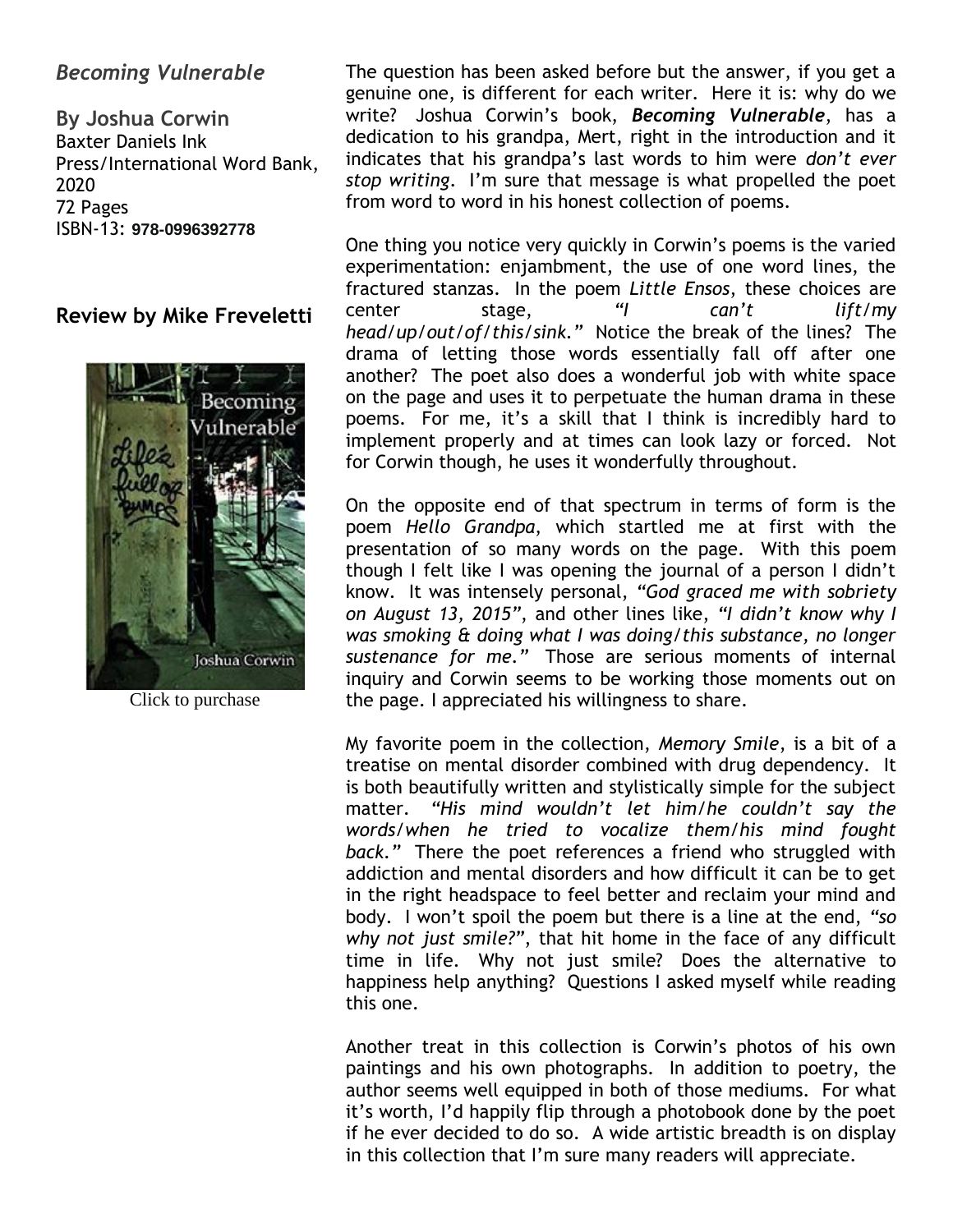## *Becoming Vulnerable*

**By Joshua Corwin**
Baxter Daniels Ink Press/International Word Bank, 2020
72 Pages
ISBN-13: **978-0996392778**

### Review by Mike Freveletti

Click to purchase

The question has been asked before but the answer, if you get a genuine one, is different for each writer. Here it is: why do we write? Joshua Corwin's book, ***Becoming Vulnerable***, has a dedication to his grandpa, Mert, right in the introduction and it indicates that his grandpa's last words to him were *don't ever stop writing*. I'm sure that message is what propelled the poet from word to word in his honest collection of poems.

One thing you notice very quickly in Corwin's poems is the varied experimentation: enjambment, the use of one word lines, the fractured stanzas. In the poem *Little Ensos*, these choices are center stage, *"I can't lift/my head/up/out/of/this/sink."* Notice the break of the lines? The drama of letting those words essentially fall off after one another? The poet also does a wonderful job with white space on the page and uses it to perpetuate the human drama in these poems. For me, it's a skill that I think is incredibly hard to implement properly and at times can look lazy or forced. Not for Corwin though, he uses it wonderfully throughout.

On the opposite end of that spectrum in terms of form is the poem *Hello Grandpa*, which startled me at first with the presentation of so many words on the page. With this poem though I felt like I was opening the journal of a person I didn't know. It was intensely personal, *"God graced me with sobriety on August 13, 2015"*, and other lines like, *"I didn't know why I was smoking & doing what I was doing/this substance, no longer sustenance for me."* Those are serious moments of internal inquiry and Corwin seems to be working those moments out on the page. I appreciated his willingness to share.

My favorite poem in the collection, *Memory Smile*, is a bit of a treatise on mental disorder combined with drug dependency. It is both beautifully written and stylistically simple for the subject matter. *"His mind wouldn't let him/he couldn't say the words/when he tried to vocalize them/his mind fought back."* There the poet references a friend who struggled with addiction and mental disorders and how difficult it can be to get in the right headspace to feel better and reclaim your mind and body. I won't spoil the poem but there is a line at the end, *"so why not just smile?"*, that hit home in the face of any difficult time in life. Why not just smile? Does the alternative to happiness help anything? Questions I asked myself while reading this one.

Another treat in this collection is Corwin's photos of his own paintings and his own photographs. In addition to poetry, the author seems well equipped in both of those mediums. For what it's worth, I'd happily flip through a photobook done by the poet if he ever decided to do so. A wide artistic breadth is on display in this collection that I'm sure many readers will appreciate.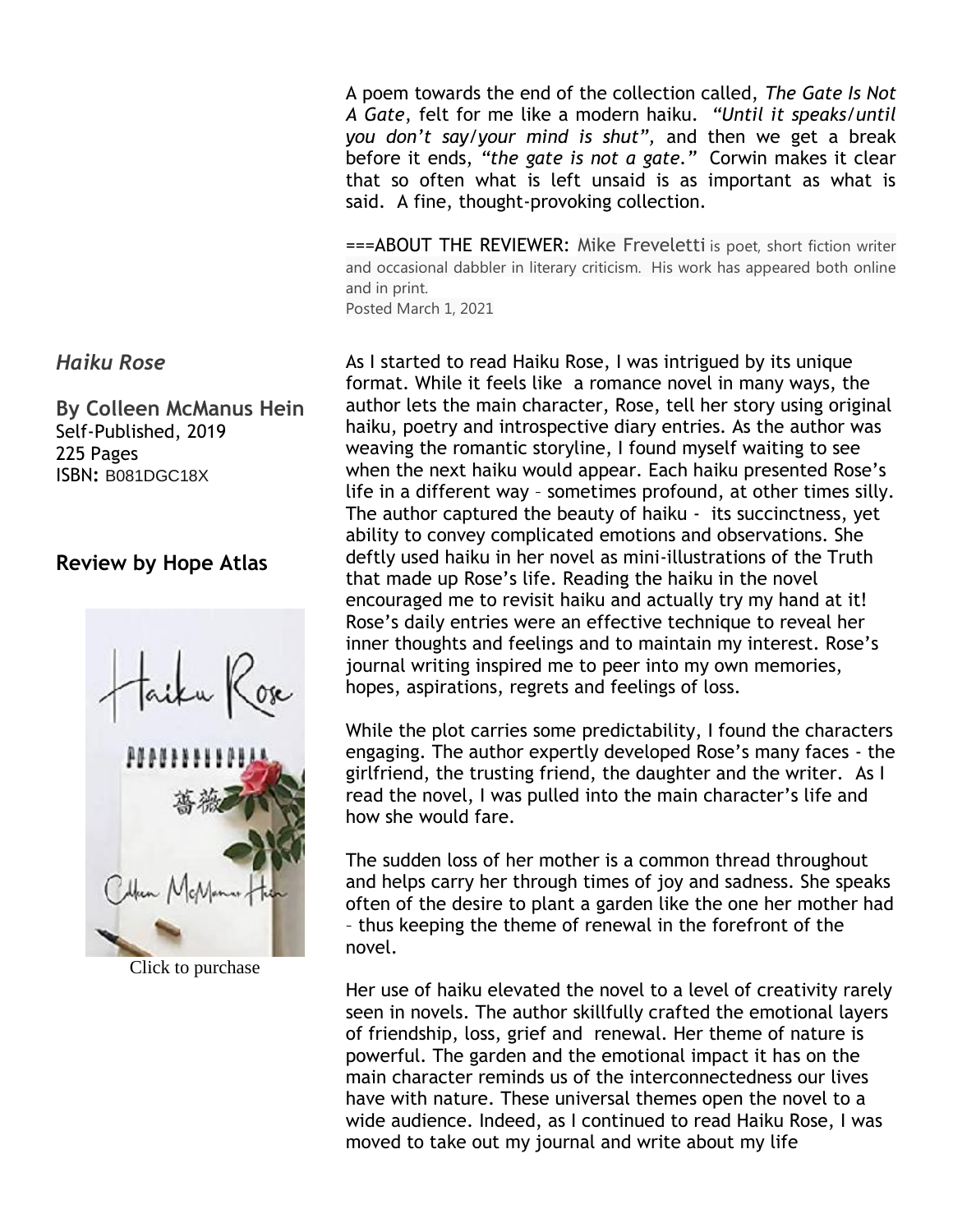A poem towards the end of the collection called, *The Gate Is Not A Gate*, felt for me like a modern haiku. *"Until it speaks/until you don't say/your mind is shut"*, and then we get a break before it ends, *"the gate is not a gate."* Corwin makes it clear that so often what is left unsaid is as important as what is said. A fine, thought-provoking collection.

===ABOUT THE REVIEWER: Mike Freveletti is poet, short fiction writer and occasional dabbler in literary criticism. His work has appeared both online and in print.
Posted March 1, 2021

## *Haiku Rose*

**By Colleen McManus Hein**
Self-Published, 2019
225 Pages
ISBN: B081DGC18X

### Review by Hope Atlas

Click to purchase

As I started to read Haiku Rose, I was intrigued by its unique format. While it feels like a romance novel in many ways, the author lets the main character, Rose, tell her story using original haiku, poetry and introspective diary entries. As the author was weaving the romantic storyline, I found myself waiting to see when the next haiku would appear. Each haiku presented Rose's life in a different way – sometimes profound, at other times silly. The author captured the beauty of haiku - its succinctness, yet ability to convey complicated emotions and observations. She deftly used haiku in her novel as mini-illustrations of the Truth that made up Rose's life. Reading the haiku in the novel encouraged me to revisit haiku and actually try my hand at it! Rose's daily entries were an effective technique to reveal her inner thoughts and feelings and to maintain my interest. Rose's journal writing inspired me to peer into my own memories, hopes, aspirations, regrets and feelings of loss.

While the plot carries some predictability, I found the characters engaging. The author expertly developed Rose's many faces - the girlfriend, the trusting friend, the daughter and the writer. As I read the novel, I was pulled into the main character's life and how she would fare.

The sudden loss of her mother is a common thread throughout and helps carry her through times of joy and sadness. She speaks often of the desire to plant a garden like the one her mother had – thus keeping the theme of renewal in the forefront of the novel.

Her use of haiku elevated the novel to a level of creativity rarely seen in novels. The author skillfully crafted the emotional layers of friendship, loss, grief and renewal. Her theme of nature is powerful. The garden and the emotional impact it has on the main character reminds us of the interconnectedness our lives have with nature. These universal themes open the novel to a wide audience. Indeed, as I continued to read Haiku Rose, I was moved to take out my journal and write about my life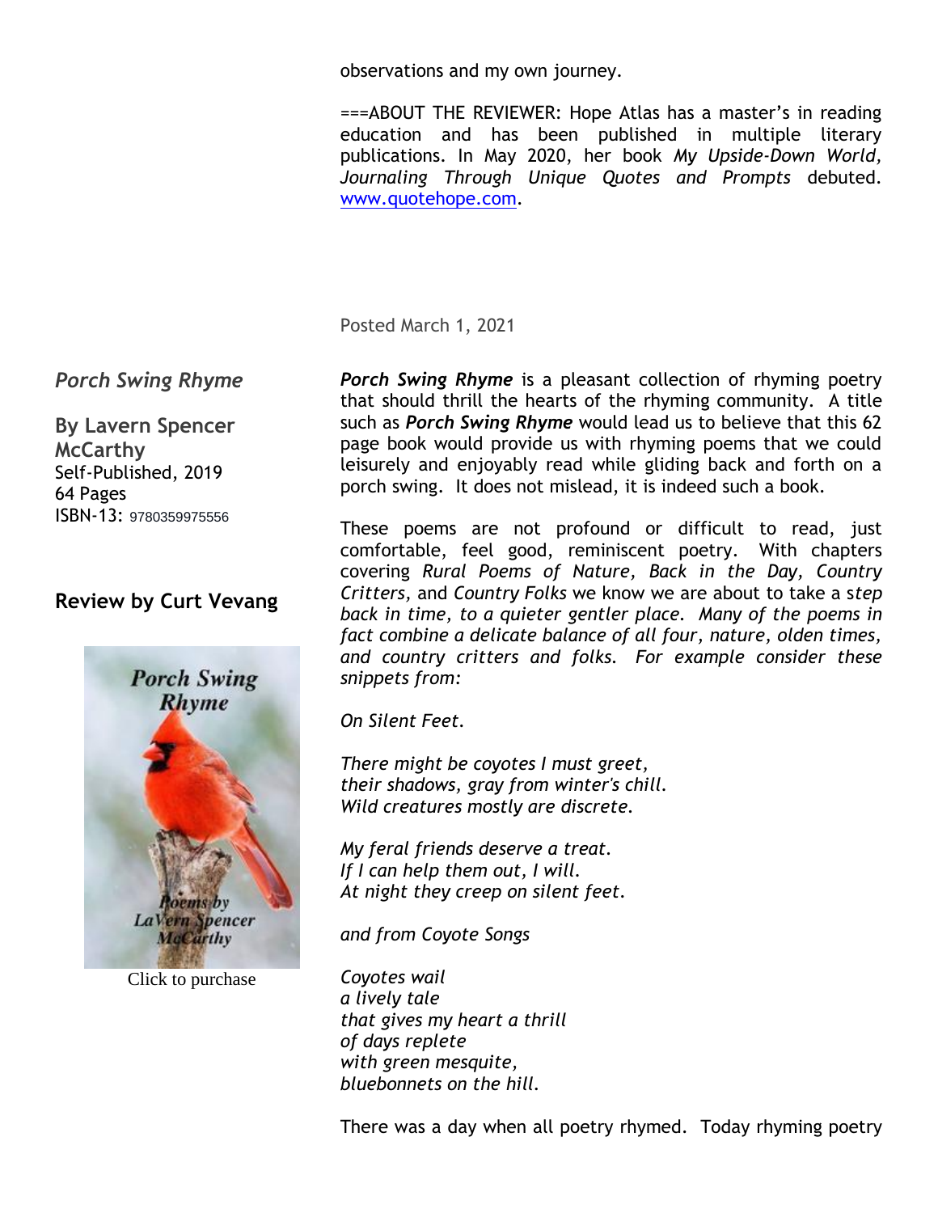observations and my own journey.

===ABOUT THE REVIEWER: Hope Atlas has a master's in reading education and has been published in multiple literary publications. In May 2020, her book *My Upside-Down World, Journaling Through Unique Quotes and Prompts* debuted. www.quotehope.com.

Posted March 1, 2021

*Porch Swing Rhyme*

**By Lavern Spencer McCarthy**
Self-Published, 2019
64 Pages
ISBN-13: 9780359975556

## Review by Curt Vevang

Click to purchase

***Porch Swing Rhyme*** is a pleasant collection of rhyming poetry that should thrill the hearts of the rhyming community. A title such as ***Porch Swing Rhyme*** would lead us to believe that this 62 page book would provide us with rhyming poems that we could leisurely and enjoyably read while gliding back and forth on a porch swing. It does not mislead, it is indeed such a book.

These poems are not profound or difficult to read, just comfortable, feel good, reminiscent poetry. With chapters covering *Rural Poems of Nature*, *Back in the Day*, *Country Critters*, and *Country Folks* we know we are about to take a s*tep back in time, to a quieter gentler place. Many of the poems in fact combine a delicate balance of all four, nature, olden times, and country critters and folks. For example consider these snippets from:*

*On Silent Feet.*

*There might be coyotes I must greet,*
*their shadows, gray from winter's chill.*
*Wild creatures mostly are discrete.*

*My feral friends deserve a treat.*
*If I can help them out, I will.*
*At night they creep on silent feet.*

*and from Coyote Songs*

*Coyotes wail*
*a lively tale*
*that gives my heart a thrill*
*of days replete*
*with green mesquite,*
*bluebonnets on the hill.*

There was a day when all poetry rhymed. Today rhyming poetry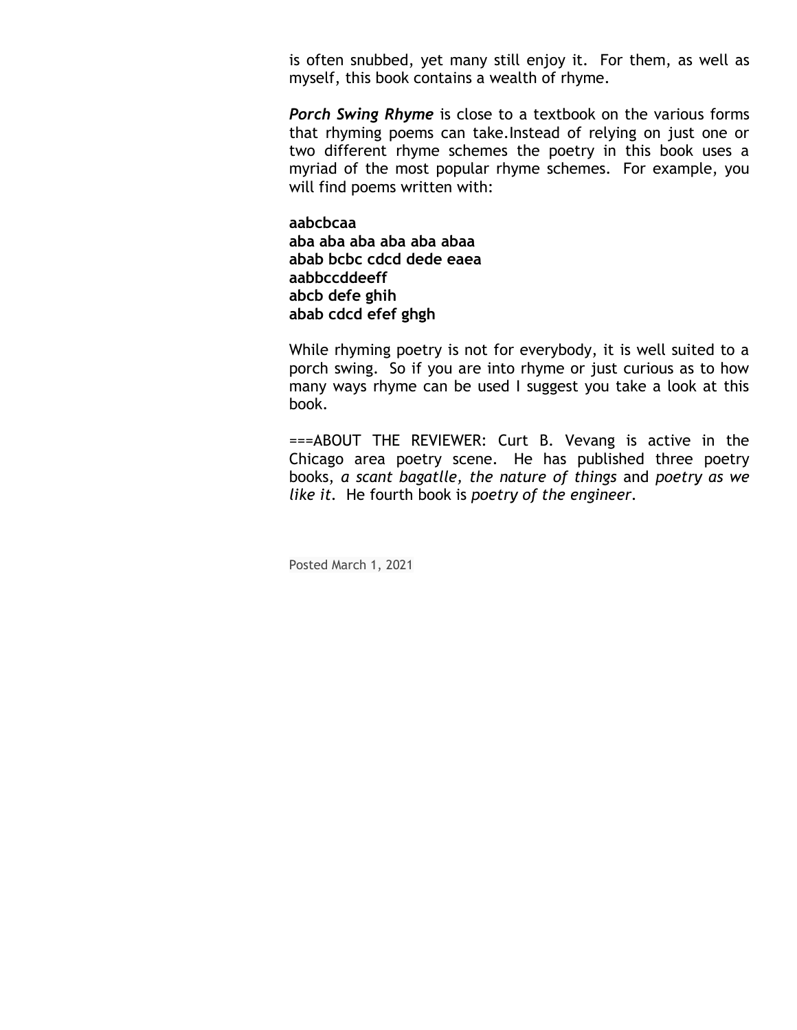is often snubbed, yet many still enjoy it. For them, as well as myself, this book contains a wealth of rhyme.

***Porch Swing Rhyme*** is close to a textbook on the various forms that rhyming poems can take.Instead of relying on just one or two different rhyme schemes the poetry in this book uses a myriad of the most popular rhyme schemes. For example, you will find poems written with:

**aabcbcaa**
**aba aba aba aba aba abaa**
**abab bcbc cdcd dede eaea**
**aabbccddeeff**
**abcb defe ghih**
**abab cdcd efef ghgh**

While rhyming poetry is not for everybody, it is well suited to a porch swing. So if you are into rhyme or just curious as to how many ways rhyme can be used I suggest you take a look at this book.

===ABOUT THE REVIEWER: Curt B. Vevang is active in the Chicago area poetry scene. He has published three poetry books, *a scant bagatlle, the nature of things* and *poetry as we like it*. He fourth book is *poetry of the engineer*.

Posted March 1, 2021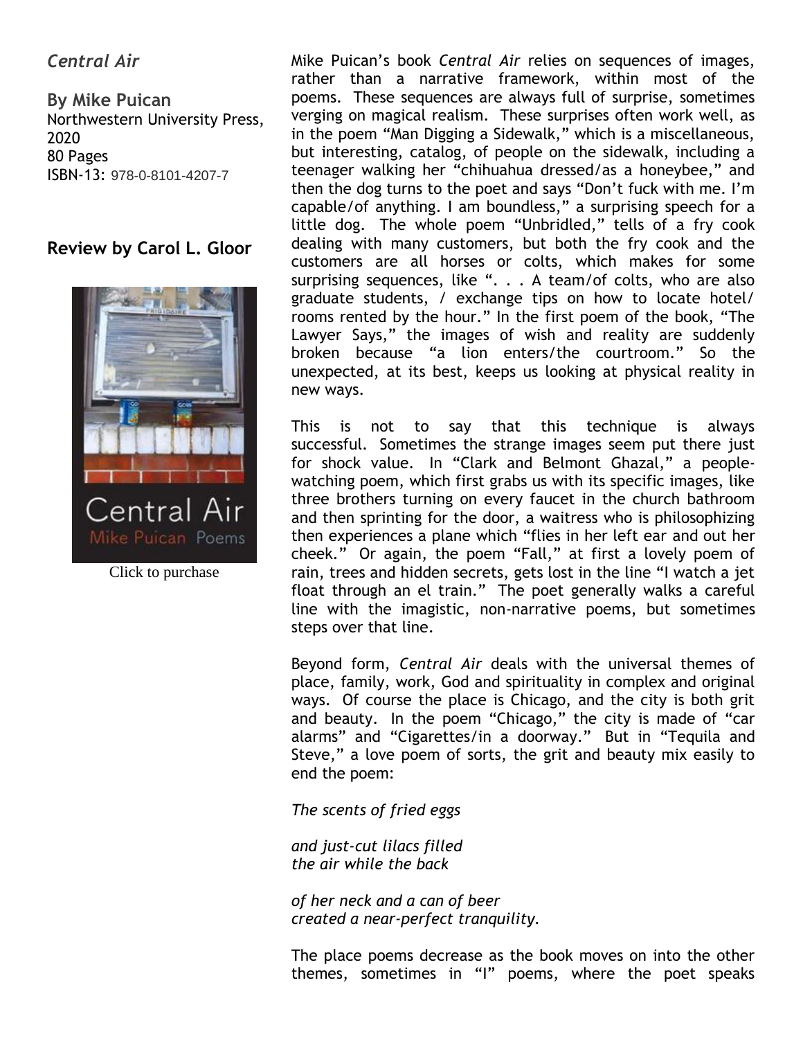## *Central Air*

**By Mike Puican**
Northwestern University Press, 2020
80 Pages
ISBN-13: 978-0-8101-4207-7

### Review by Carol L. Gloor

Click to purchase

Mike Puican's book *Central Air* relies on sequences of images, rather than a narrative framework, within most of the poems. These sequences are always full of surprise, sometimes verging on magical realism. These surprises often work well, as in the poem "Man Digging a Sidewalk," which is a miscellaneous, but interesting, catalog, of people on the sidewalk, including a teenager walking her "chihuahua dressed/as a honeybee," and then the dog turns to the poet and says "Don't fuck with me. I'm capable/of anything. I am boundless," a surprising speech for a little dog. The whole poem "Unbridled," tells of a fry cook dealing with many customers, but both the fry cook and the customers are all horses or colts, which makes for some surprising sequences, like ". . . A team/of colts, who are also graduate students, / exchange tips on how to locate hotel/ rooms rented by the hour." In the first poem of the book, "The Lawyer Says," the images of wish and reality are suddenly broken because "a lion enters/the courtroom." So the unexpected, at its best, keeps us looking at physical reality in new ways.

This is not to say that this technique is always successful. Sometimes the strange images seem put there just for shock value. In "Clark and Belmont Ghazal," a people-watching poem, which first grabs us with its specific images, like three brothers turning on every faucet in the church bathroom and then sprinting for the door, a waitress who is philosophizing then experiences a plane which "flies in her left ear and out her cheek." Or again, the poem "Fall," at first a lovely poem of rain, trees and hidden secrets, gets lost in the line "I watch a jet float through an el train." The poet generally walks a careful line with the imagistic, non-narrative poems, but sometimes steps over that line.

Beyond form, *Central Air* deals with the universal themes of place, family, work, God and spirituality in complex and original ways. Of course the place is Chicago, and the city is both grit and beauty. In the poem "Chicago," the city is made of "car alarms" and "Cigarettes/in a doorway." But in "Tequila and Steve," a love poem of sorts, the grit and beauty mix easily to end the poem:

*The scents of fried eggs*

*and just-cut lilacs filled*
*the air while the back*

*of her neck and a can of beer*
*created a near-perfect tranquility.*

The place poems decrease as the book moves on into the other themes, sometimes in "I" poems, where the poet speaks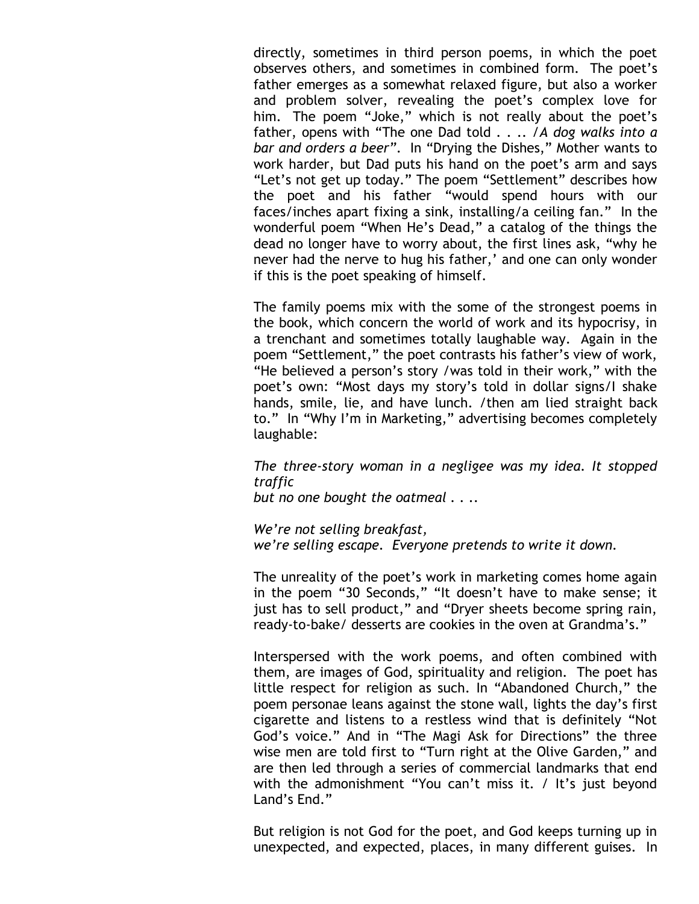directly, sometimes in third person poems, in which the poet observes others, and sometimes in combined form. The poet's father emerges as a somewhat relaxed figure, but also a worker and problem solver, revealing the poet's complex love for him. The poem "Joke," which is not really about the poet's father, opens with "The one Dad told . . .. /*A dog walks into a bar and orders a beer*". In "Drying the Dishes," Mother wants to work harder, but Dad puts his hand on the poet's arm and says "Let's not get up today." The poem "Settlement" describes how the poet and his father "would spend hours with our faces/inches apart fixing a sink, installing/a ceiling fan." In the wonderful poem "When He's Dead," a catalog of the things the dead no longer have to worry about, the first lines ask, "why he never had the nerve to hug his father,' and one can only wonder if this is the poet speaking of himself.

The family poems mix with the some of the strongest poems in the book, which concern the world of work and its hypocrisy, in a trenchant and sometimes totally laughable way. Again in the poem "Settlement," the poet contrasts his father's view of work, "He believed a person's story /was told in their work," with the poet's own: "Most days my story's told in dollar signs/I shake hands, smile, lie, and have lunch. /then am lied straight back to." In "Why I'm in Marketing," advertising becomes completely laughable:

*The three-story woman in a negligee was my idea. It stopped traffic*
*but no one bought the oatmeal . . ..*

*We're not selling breakfast,*
*we're selling escape. Everyone pretends to write it down.*

The unreality of the poet's work in marketing comes home again in the poem "30 Seconds," "It doesn't have to make sense; it just has to sell product," and "Dryer sheets become spring rain, ready-to-bake/ desserts are cookies in the oven at Grandma's."

Interspersed with the work poems, and often combined with them, are images of God, spirituality and religion. The poet has little respect for religion as such. In "Abandoned Church," the poem personae leans against the stone wall, lights the day's first cigarette and listens to a restless wind that is definitely "Not God's voice." And in "The Magi Ask for Directions" the three wise men are told first to "Turn right at the Olive Garden," and are then led through a series of commercial landmarks that end with the admonishment "You can't miss it. / It's just beyond Land's End."

But religion is not God for the poet, and God keeps turning up in unexpected, and expected, places, in many different guises. In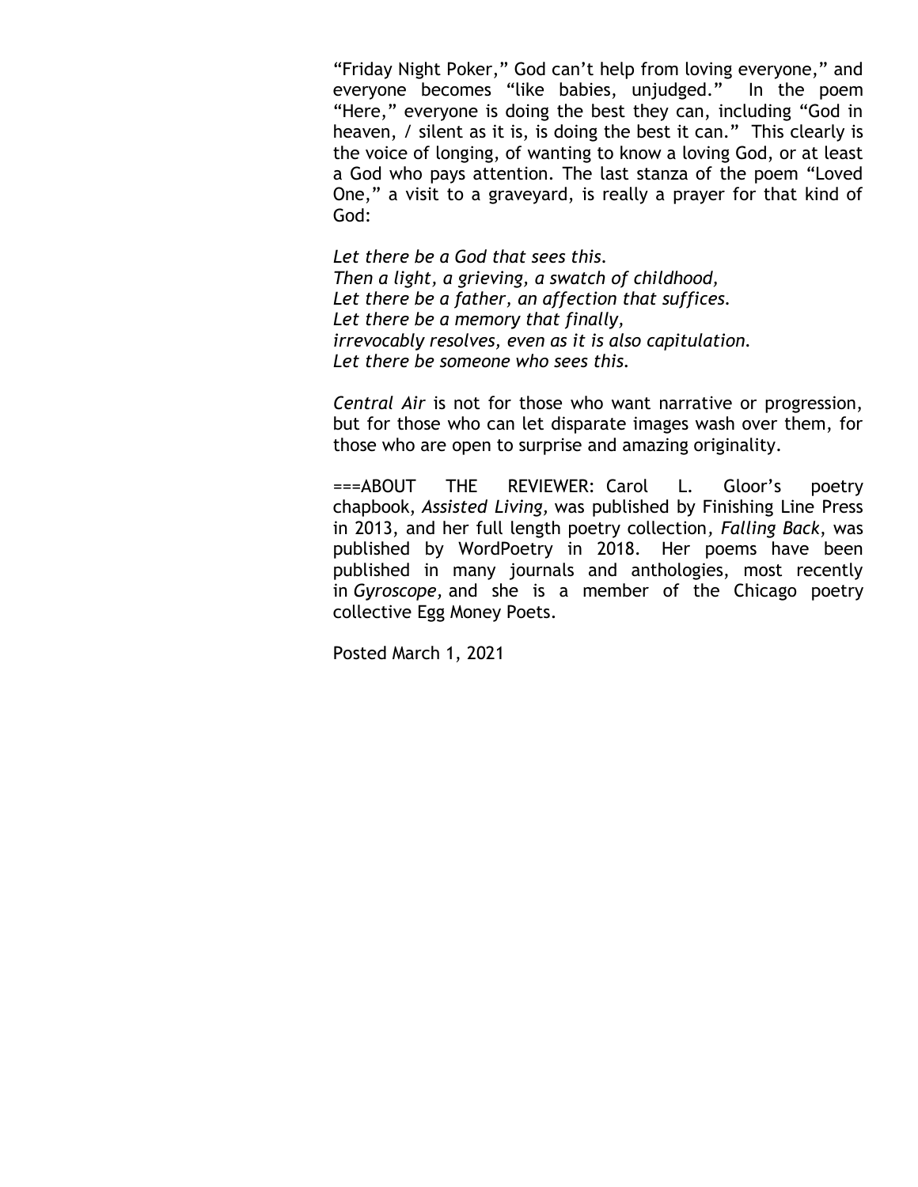"Friday Night Poker," God can't help from loving everyone," and everyone becomes "like babies, unjudged." In the poem "Here," everyone is doing the best they can, including "God in heaven, / silent as it is, is doing the best it can." This clearly is the voice of longing, of wanting to know a loving God, or at least a God who pays attention. The last stanza of the poem "Loved One," a visit to a graveyard, is really a prayer for that kind of God:

*Let there be a God that sees this.*
*Then a light, a grieving, a swatch of childhood,*
*Let there be a father, an affection that suffices.*
*Let there be a memory that finally,*
*irrevocably resolves, even as it is also capitulation.*
*Let there be someone who sees this.*

*Central Air* is not for those who want narrative or progression, but for those who can let disparate images wash over them, for those who are open to surprise and amazing originality.

===ABOUT THE REVIEWER: Carol L. Gloor's poetry chapbook, *Assisted Living,* was published by Finishing Line Press in 2013, and her full length poetry collection, *Falling Back*, was published by WordPoetry in 2018. Her poems have been published in many journals and anthologies, most recently in *Gyroscope*, and she is a member of the Chicago poetry collective Egg Money Poets.

Posted March 1, 2021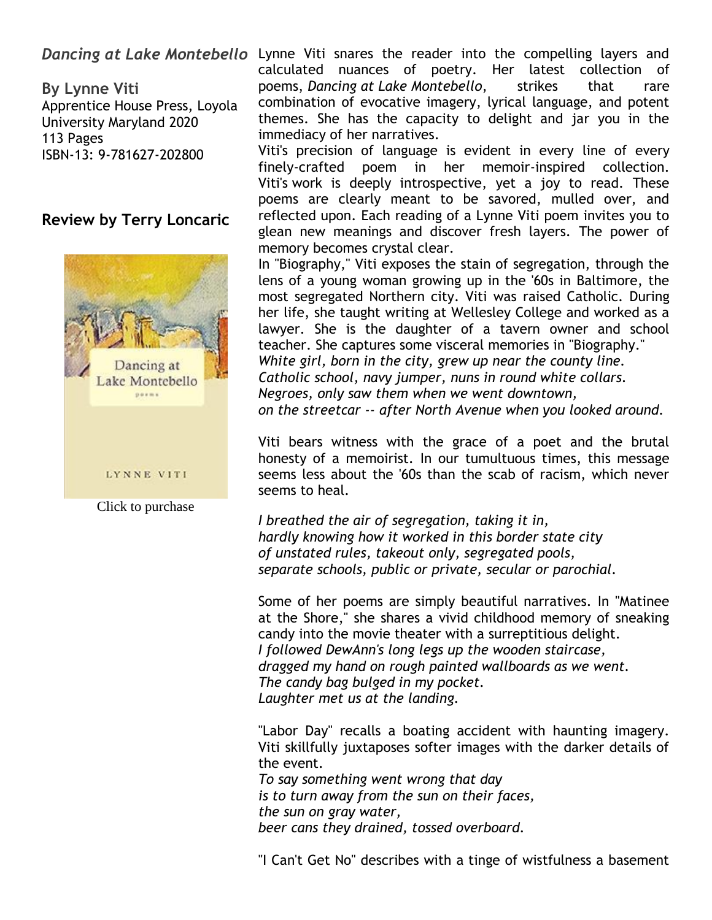## *Dancing at Lake Montebello*

**By Lynne Viti**
Apprentice House Press, Loyola University Maryland 2020
113 Pages
ISBN-13: 9-781627-202800

### Review by Terry Loncaric

Click to purchase

Lynne Viti snares the reader into the compelling layers and calculated nuances of poetry. Her latest collection of poems, *Dancing at Lake Montebello*, strikes that rare combination of evocative imagery, lyrical language, and potent themes. She has the capacity to delight and jar you in the immediacy of her narratives.

Viti's precision of language is evident in every line of every finely-crafted poem in her memoir-inspired collection. Viti's work is deeply introspective, yet a joy to read. These poems are clearly meant to be savored, mulled over, and reflected upon. Each reading of a Lynne Viti poem invites you to glean new meanings and discover fresh layers. The power of memory becomes crystal clear.

In "Biography," Viti exposes the stain of segregation, through the lens of a young woman growing up in the '60s in Baltimore, the most segregated Northern city. Viti was raised Catholic. During her life, she taught writing at Wellesley College and worked as a lawyer. She is the daughter of a tavern owner and school teacher. She captures some visceral memories in "Biography."

*White girl, born in the city, grew up near the county line.*
*Catholic school, navy jumper, nuns in round white collars.*
*Negroes, only saw them when we went downtown,*
*on the streetcar -- after North Avenue when you looked around.*

Viti bears witness with the grace of a poet and the brutal honesty of a memoirist. In our tumultuous times, this message seems less about the '60s than the scab of racism, which never seems to heal.

*I breathed the air of segregation, taking it in,*
*hardly knowing how it worked in this border state city*
*of unstated rules, takeout only, segregated pools,*
*separate schools, public or private, secular or parochial.*

Some of her poems are simply beautiful narratives. In "Matinee at the Shore," she shares a vivid childhood memory of sneaking candy into the movie theater with a surreptitious delight.

*I followed DewAnn's long legs up the wooden staircase,*
*dragged my hand on rough painted wallboards as we went.*
*The candy bag bulged in my pocket.*
*Laughter met us at the landing.*

"Labor Day" recalls a boating accident with haunting imagery. Viti skillfully juxtaposes softer images with the darker details of the event.

*To say something went wrong that day*
*is to turn away from the sun on their faces,*
*the sun on gray water,*
*beer cans they drained, tossed overboard.*

"I Can't Get No" describes with a tinge of wistfulness a basement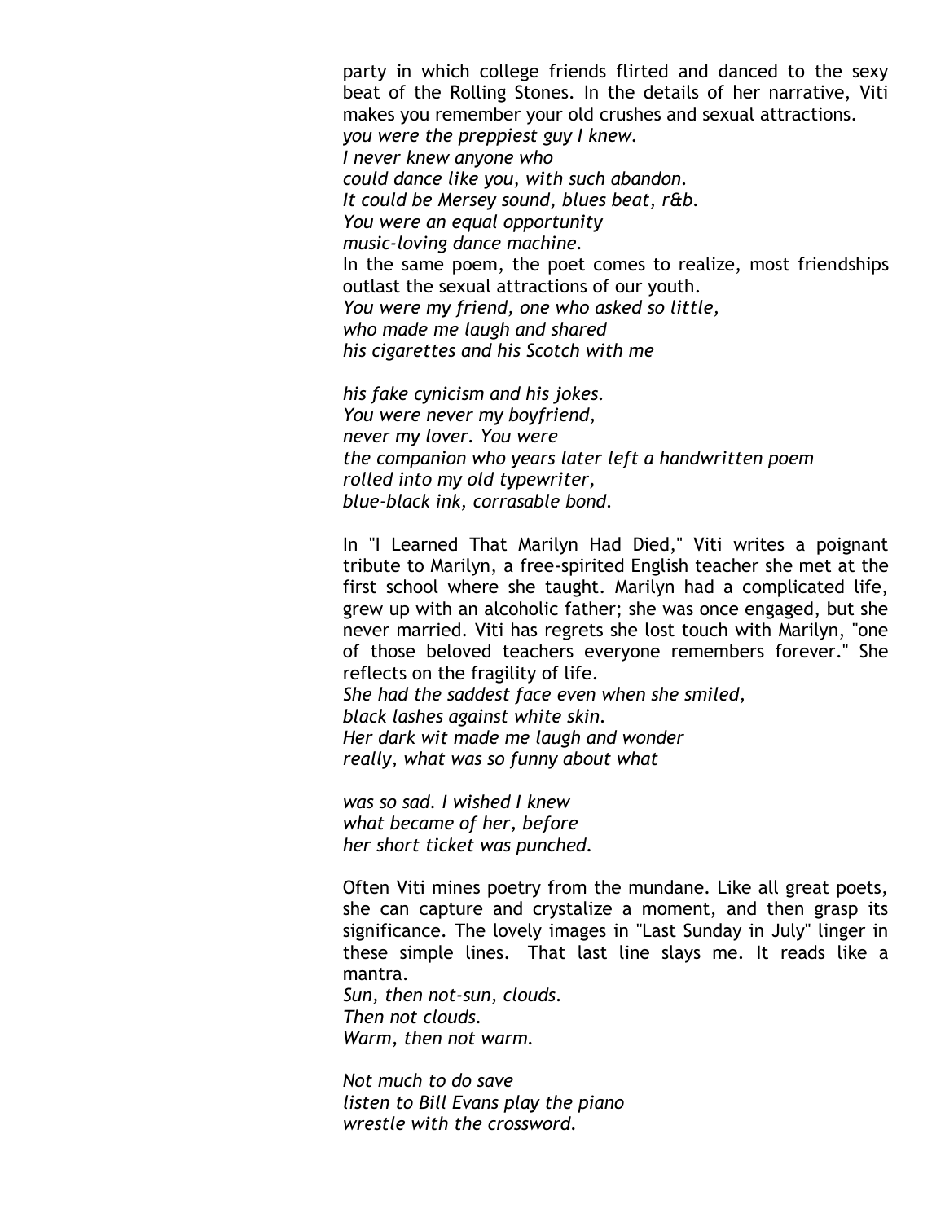party in which college friends flirted and danced to the sexy beat of the Rolling Stones. In the details of her narrative, Viti makes you remember your old crushes and sexual attractions.

*you were the preppiest guy I knew.*
*I never knew anyone who*
*could dance like you, with such abandon.*
*It could be Mersey sound, blues beat, r&b.*
*You were an equal opportunity*
*music-loving dance machine.*

In the same poem, the poet comes to realize, most friendships outlast the sexual attractions of our youth.

*You were my friend, one who asked so little,*
*who made me laugh and shared*
*his cigarettes and his Scotch with me*

*his fake cynicism and his jokes.*
*You were never my boyfriend,*
*never my lover. You were*
*the companion who years later left a handwritten poem*
*rolled into my old typewriter,*
*blue-black ink, corrasable bond.*

In "I Learned That Marilyn Had Died," Viti writes a poignant tribute to Marilyn, a free-spirited English teacher she met at the first school where she taught. Marilyn had a complicated life, grew up with an alcoholic father; she was once engaged, but she never married. Viti has regrets she lost touch with Marilyn, "one of those beloved teachers everyone remembers forever." She reflects on the fragility of life.

*She had the saddest face even when she smiled,*
*black lashes against white skin.*
*Her dark wit made me laugh and wonder*
*really, what was so funny about what*

*was so sad. I wished I knew*
*what became of her, before*
*her short ticket was punched.*

Often Viti mines poetry from the mundane. Like all great poets, she can capture and crystalize a moment, and then grasp its significance. The lovely images in "Last Sunday in July" linger in these simple lines. That last line slays me. It reads like a mantra.

*Sun, then not-sun, clouds.*
*Then not clouds.*
*Warm, then not warm.*

*Not much to do save*
*listen to Bill Evans play the piano*
*wrestle with the crossword.*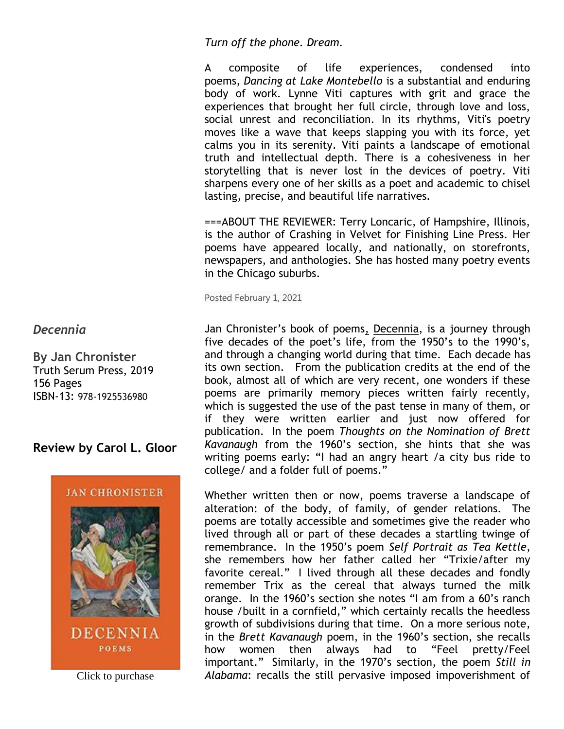*Turn off the phone. Dream.*

A composite of life experiences, condensed into poems, *Dancing at Lake Montebello* is a substantial and enduring body of work. Lynne Viti captures with grit and grace the experiences that brought her full circle, through love and loss, social unrest and reconciliation. In its rhythms, Viti's poetry moves like a wave that keeps slapping you with its force, yet calms you in its serenity. Viti paints a landscape of emotional truth and intellectual depth. There is a cohesiveness in her storytelling that is never lost in the devices of poetry. Viti sharpens every one of her skills as a poet and academic to chisel lasting, precise, and beautiful life narratives.

===ABOUT THE REVIEWER: Terry Loncaric, of Hampshire, Illinois, is the author of Crashing in Velvet for Finishing Line Press. Her poems have appeared locally, and nationally, on storefronts, newspapers, and anthologies. She has hosted many poetry events in the Chicago suburbs.

Posted February 1, 2021

## *Decennia*

**By Jan Chronister**
Truth Serum Press, 2019
156 Pages
ISBN-13: 978-1925536980

### Review by Carol L. Gloor

Click to purchase

Jan Chronister's book of poems, Decennia, is a journey through five decades of the poet's life, from the 1950's to the 1990's, and through a changing world during that time. Each decade has its own section. From the publication credits at the end of the book, almost all of which are very recent, one wonders if these poems are primarily memory pieces written fairly recently, which is suggested the use of the past tense in many of them, or if they were written earlier and just now offered for publication. In the poem *Thoughts on the Nomination of Brett Kavanaugh* from the 1960's section, she hints that she was writing poems early: "I had an angry heart /a city bus ride to college/ and a folder full of poems."

Whether written then or now, poems traverse a landscape of alteration: of the body, of family, of gender relations. The poems are totally accessible and sometimes give the reader who lived through all or part of these decades a startling twinge of remembrance. In the 1950's poem *Self Portrait as Tea Kettle*, she remembers how her father called her "Trixie/after my favorite cereal." I lived through all these decades and fondly remember Trix as the cereal that always turned the milk orange. In the 1960's section she notes "I am from a 60's ranch house /built in a cornfield," which certainly recalls the heedless growth of subdivisions during that time. On a more serious note, in the *Brett Kavanaugh* poem, in the 1960's section, she recalls how women then always had to "Feel pretty/Feel important." Similarly, in the 1970's section, the poem *Still in Alabama*: recalls the still pervasive imposed impoverishment of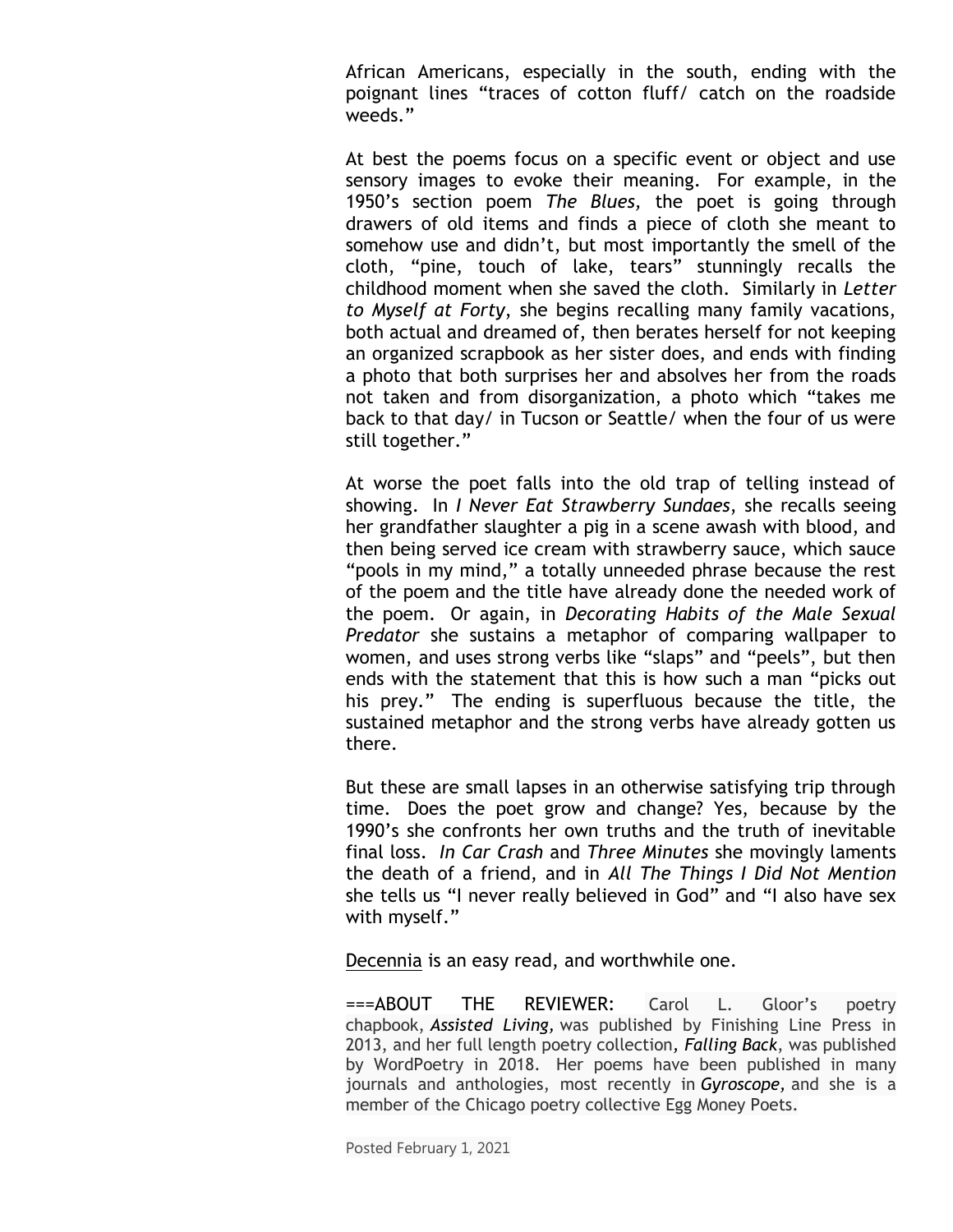African Americans, especially in the south, ending with the poignant lines "traces of cotton fluff/ catch on the roadside weeds."

At best the poems focus on a specific event or object and use sensory images to evoke their meaning. For example, in the 1950's section poem *The Blues,* the poet is going through drawers of old items and finds a piece of cloth she meant to somehow use and didn't, but most importantly the smell of the cloth, "pine, touch of lake, tears" stunningly recalls the childhood moment when she saved the cloth. Similarly in *Letter to Myself at Forty*, she begins recalling many family vacations, both actual and dreamed of, then berates herself for not keeping an organized scrapbook as her sister does, and ends with finding a photo that both surprises her and absolves her from the roads not taken and from disorganization, a photo which "takes me back to that day/ in Tucson or Seattle/ when the four of us were still together."

At worse the poet falls into the old trap of telling instead of showing. In *I Never Eat Strawberry Sundaes*, she recalls seeing her grandfather slaughter a pig in a scene awash with blood, and then being served ice cream with strawberry sauce, which sauce "pools in my mind," a totally unneeded phrase because the rest of the poem and the title have already done the needed work of the poem. Or again, in *Decorating Habits of the Male Sexual Predator* she sustains a metaphor of comparing wallpaper to women, and uses strong verbs like "slaps" and "peels", but then ends with the statement that this is how such a man "picks out his prey." The ending is superfluous because the title, the sustained metaphor and the strong verbs have already gotten us there.

But these are small lapses in an otherwise satisfying trip through time. Does the poet grow and change? Yes, because by the 1990's she confronts her own truths and the truth of inevitable final loss. *In Car Crash* and *Three Minutes* she movingly laments the death of a friend, and in *All The Things I Did Not Mention* she tells us "I never really believed in God" and "I also have sex with myself."

Decennia is an easy read, and worthwhile one.

===ABOUT THE REVIEWER: Carol L. Gloor's poetry chapbook, ***Assisted Living,*** was published by Finishing Line Press in 2013, and her full length poetry collection, ***Falling Back***, was published by WordPoetry in 2018. Her poems have been published in many journals and anthologies, most recently in ***Gyroscope,*** and she is a member of the Chicago poetry collective Egg Money Poets.

Posted February 1, 2021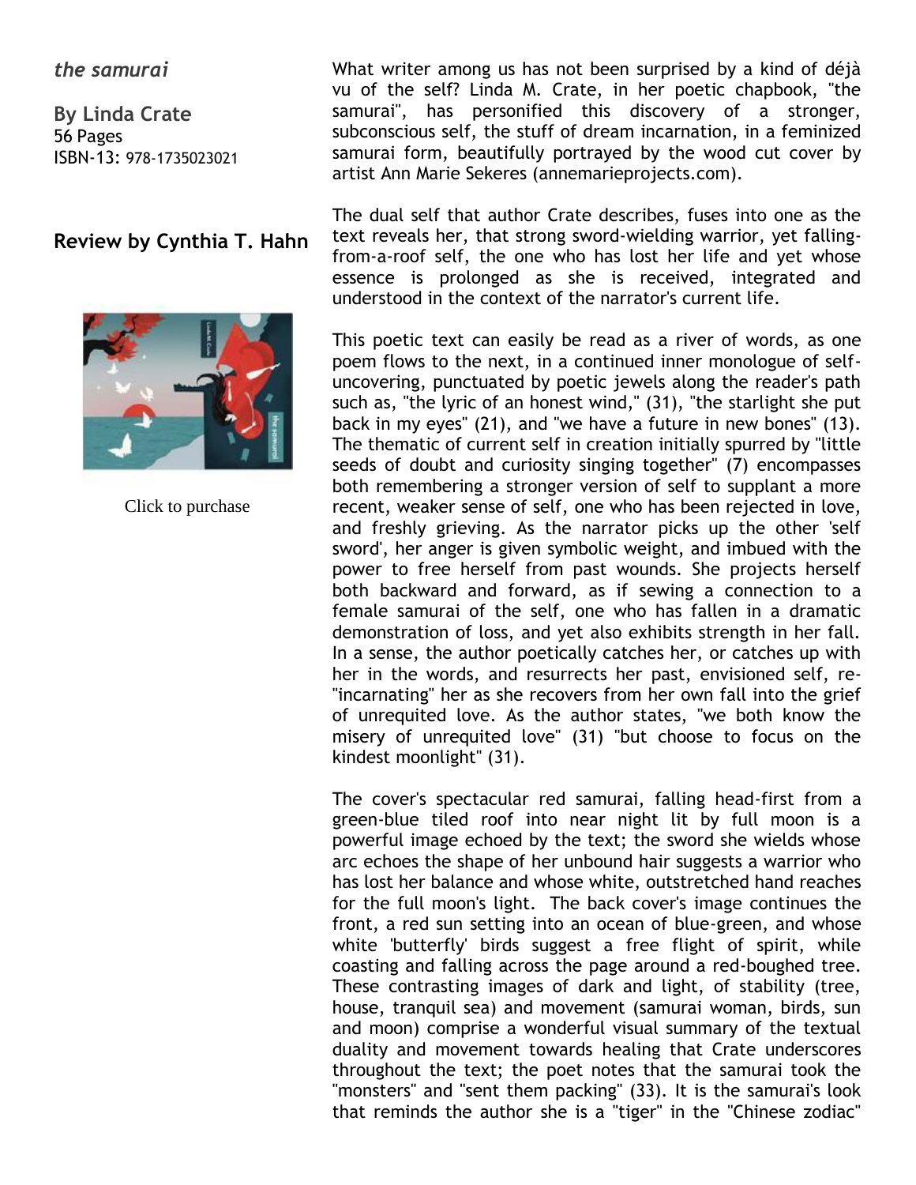*the samurai*

**By Linda Crate**
56 Pages
ISBN-13: 978-1735023021

## Review by Cynthia T. Hahn

Click to purchase

What writer among us has not been surprised by a kind of déjà vu of the self? Linda M. Crate, in her poetic chapbook, "the samurai", has personified this discovery of a stronger, subconscious self, the stuff of dream incarnation, in a feminized samurai form, beautifully portrayed by the wood cut cover by artist Ann Marie Sekeres (annemarieprojects.com).

The dual self that author Crate describes, fuses into one as the text reveals her, that strong sword-wielding warrior, yet falling-from-a-roof self, the one who has lost her life and yet whose essence is prolonged as she is received, integrated and understood in the context of the narrator's current life.

This poetic text can easily be read as a river of words, as one poem flows to the next, in a continued inner monologue of self-uncovering, punctuated by poetic jewels along the reader's path such as, "the lyric of an honest wind," (31), "the starlight she put back in my eyes" (21), and "we have a future in new bones" (13). The thematic of current self in creation initially spurred by "little seeds of doubt and curiosity singing together" (7) encompasses both remembering a stronger version of self to supplant a more recent, weaker sense of self, one who has been rejected in love, and freshly grieving. As the narrator picks up the other 'self sword', her anger is given symbolic weight, and imbued with the power to free herself from past wounds. She projects herself both backward and forward, as if sewing a connection to a female samurai of the self, one who has fallen in a dramatic demonstration of loss, and yet also exhibits strength in her fall. In a sense, the author poetically catches her, or catches up with her in the words, and resurrects her past, envisioned self, re-"incarnating" her as she recovers from her own fall into the grief of unrequited love. As the author states, "we both know the misery of unrequited love" (31) "but choose to focus on the kindest moonlight" (31).

The cover's spectacular red samurai, falling head-first from a green-blue tiled roof into near night lit by full moon is a powerful image echoed by the text; the sword she wields whose arc echoes the shape of her unbound hair suggests a warrior who has lost her balance and whose white, outstretched hand reaches for the full moon's light. The back cover's image continues the front, a red sun setting into an ocean of blue-green, and whose white 'butterfly' birds suggest a free flight of spirit, while coasting and falling across the page around a red-boughed tree. These contrasting images of dark and light, of stability (tree, house, tranquil sea) and movement (samurai woman, birds, sun and moon) comprise a wonderful visual summary of the textual duality and movement towards healing that Crate underscores throughout the text; the poet notes that the samurai took the "monsters" and "sent them packing" (33). It is the samurai's look that reminds the author she is a "tiger" in the "Chinese zodiac"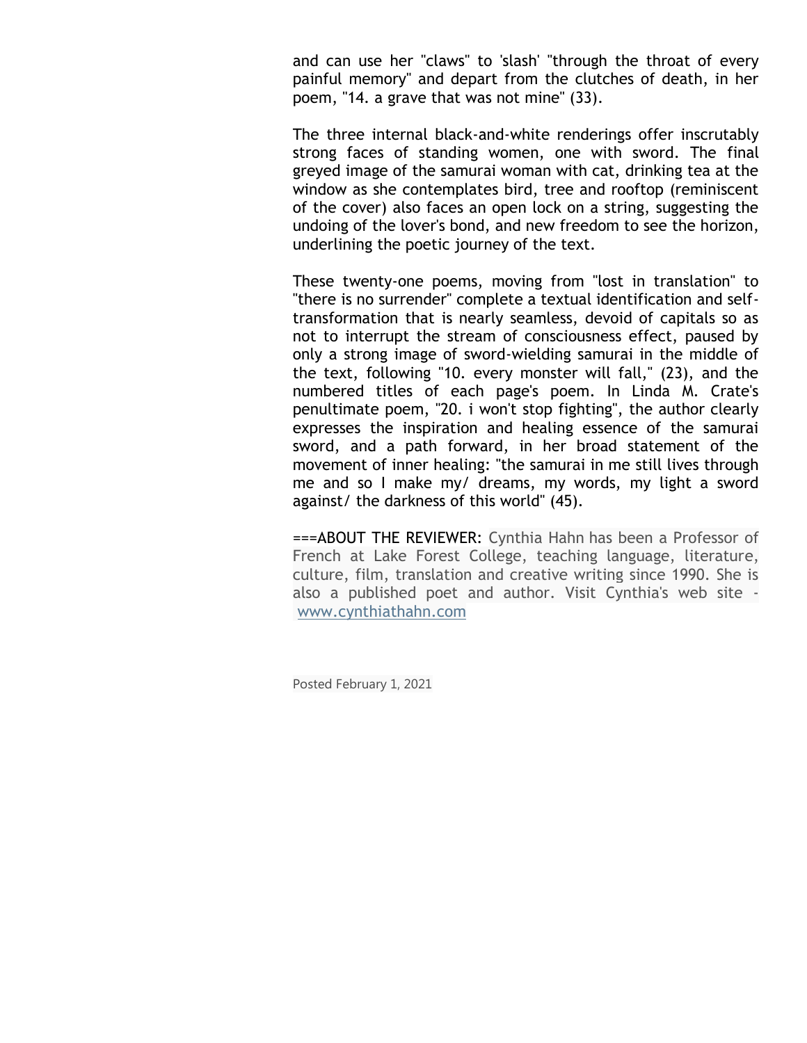and can use her "claws" to 'slash' "through the throat of every painful memory" and depart from the clutches of death, in her poem, "14. a grave that was not mine" (33).

The three internal black-and-white renderings offer inscrutably strong faces of standing women, one with sword. The final greyed image of the samurai woman with cat, drinking tea at the window as she contemplates bird, tree and rooftop (reminiscent of the cover) also faces an open lock on a string, suggesting the undoing of the lover's bond, and new freedom to see the horizon, underlining the poetic journey of the text.

These twenty-one poems, moving from "lost in translation" to "there is no surrender" complete a textual identification and self-transformation that is nearly seamless, devoid of capitals so as not to interrupt the stream of consciousness effect, paused by only a strong image of sword-wielding samurai in the middle of the text, following "10. every monster will fall," (23), and the numbered titles of each page's poem. In Linda M. Crate's penultimate poem, "20. i won't stop fighting", the author clearly expresses the inspiration and healing essence of the samurai sword, and a path forward, in her broad statement of the movement of inner healing: "the samurai in me still lives through me and so I make my/ dreams, my words, my light a sword against/ the darkness of this world" (45).

===ABOUT THE REVIEWER: Cynthia Hahn has been a Professor of French at Lake Forest College, teaching language, literature, culture, film, translation and creative writing since 1990. She is also a published poet and author. Visit Cynthia's web site - www.cynthiathahn.com

Posted February 1, 2021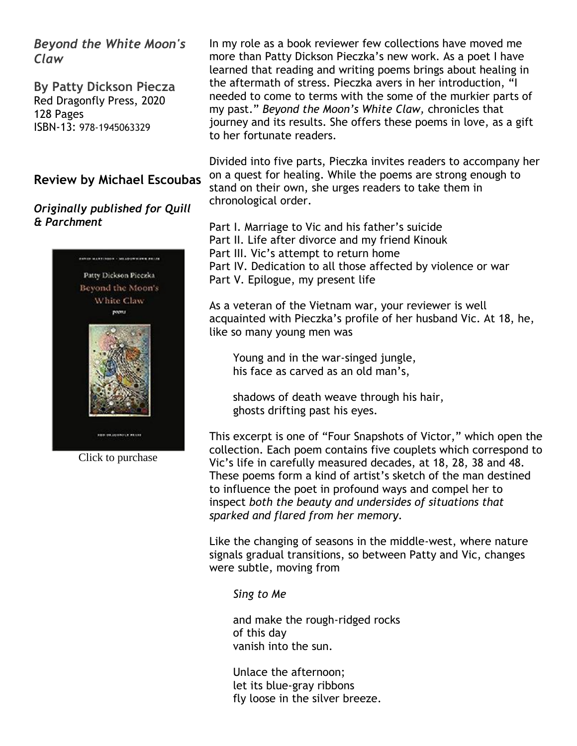## *Beyond the White Moon's Claw*

**By Patty Dickson Piecza**
Red Dragonfly Press, 2020
128 Pages
ISBN-13: 978-1945063329

### Review by Michael Escoubas

***Originally published for Quill & Parchment***

Click to purchase

In my role as a book reviewer few collections have moved me more than Patty Dickson Pieczka's new work. As a poet I have learned that reading and writing poems brings about healing in the aftermath of stress. Pieczka avers in her introduction, "I needed to come to terms with the some of the murkier parts of my past." *Beyond the Moon's White Claw,* chronicles that journey and its results. She offers these poems in love, as a gift to her fortunate readers.

Divided into five parts, Pieczka invites readers to accompany her on a quest for healing. While the poems are strong enough to stand on their own, she urges readers to take them in chronological order.

Part I. Marriage to Vic and his father's suicide
Part II. Life after divorce and my friend Kinouk
Part III. Vic's attempt to return home
Part IV. Dedication to all those affected by violence or war
Part V. Epilogue, my present life

As a veteran of the Vietnam war, your reviewer is well acquainted with Pieczka's profile of her husband Vic. At 18, he, like so many young men was

> Young and in the war-singed jungle,
> his face as carved as an old man's,
>
> shadows of death weave through his hair,
> ghosts drifting past his eyes.

This excerpt is one of "Four Snapshots of Victor," which open the collection. Each poem contains five couplets which correspond to Vic's life in carefully measured decades, at 18, 28, 38 and 48. These poems form a kind of artist's sketch of the man destined to influence the poet in profound ways and compel her to inspect *both the beauty and undersides of situations that sparked and flared from her memory*.

Like the changing of seasons in the middle-west, where nature signals gradual transitions, so between Patty and Vic, changes were subtle, moving from

> *Sing to Me*
>
> and make the rough-ridged rocks
> of this day
> vanish into the sun.
>
> Unlace the afternoon;
> let its blue-gray ribbons
> fly loose in the silver breeze.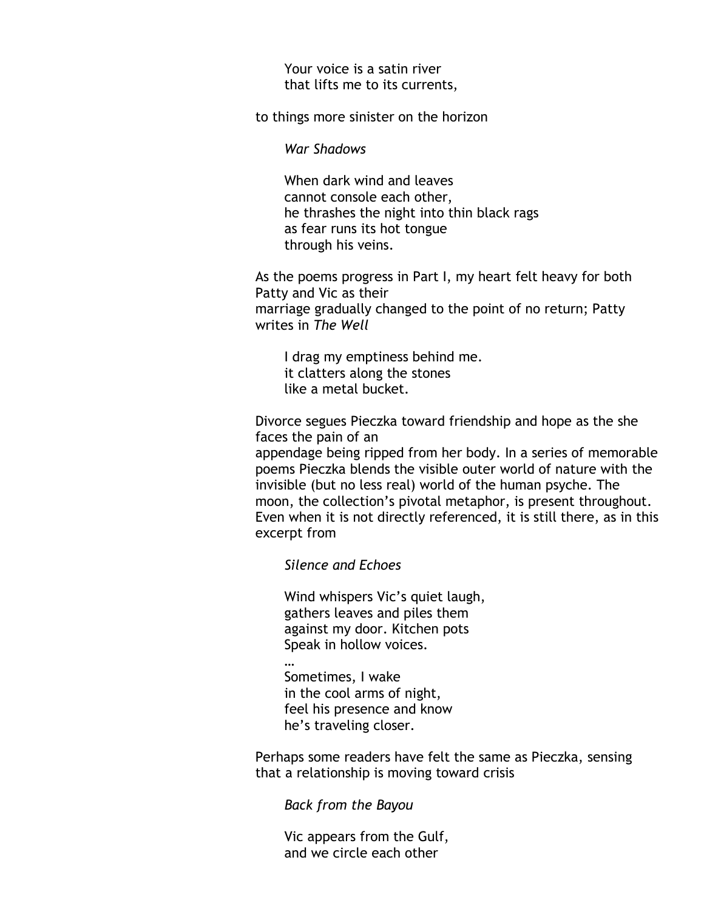> Your voice is a satin river
> that lifts me to its currents,

to things more sinister on the horizon

> *War Shadows*
>
> When dark wind and leaves
> cannot console each other,
> he thrashes the night into thin black rags
> as fear runs its hot tongue
> through his veins.

As the poems progress in Part I, my heart felt heavy for both Patty and Vic as their
marriage gradually changed to the point of no return; Patty writes in *The Well*

> I drag my emptiness behind me.
> it clatters along the stones
> like a metal bucket.

Divorce segues Pieczka toward friendship and hope as the she faces the pain of an
appendage being ripped from her body. In a series of memorable poems Pieczka blends the visible outer world of nature with the invisible (but no less real) world of the human psyche. The moon, the collection's pivotal metaphor, is present throughout. Even when it is not directly referenced, it is still there, as in this excerpt from

> *Silence and Echoes*
>
> Wind whispers Vic's quiet laugh,
> gathers leaves and piles them
> against my door. Kitchen pots
> Speak in hollow voices.
> …
> Sometimes, I wake
> in the cool arms of night,
> feel his presence and know
> he's traveling closer.

Perhaps some readers have felt the same as Pieczka, sensing that a relationship is moving toward crisis

> *Back from the Bayou*
>
> Vic appears from the Gulf,
> and we circle each other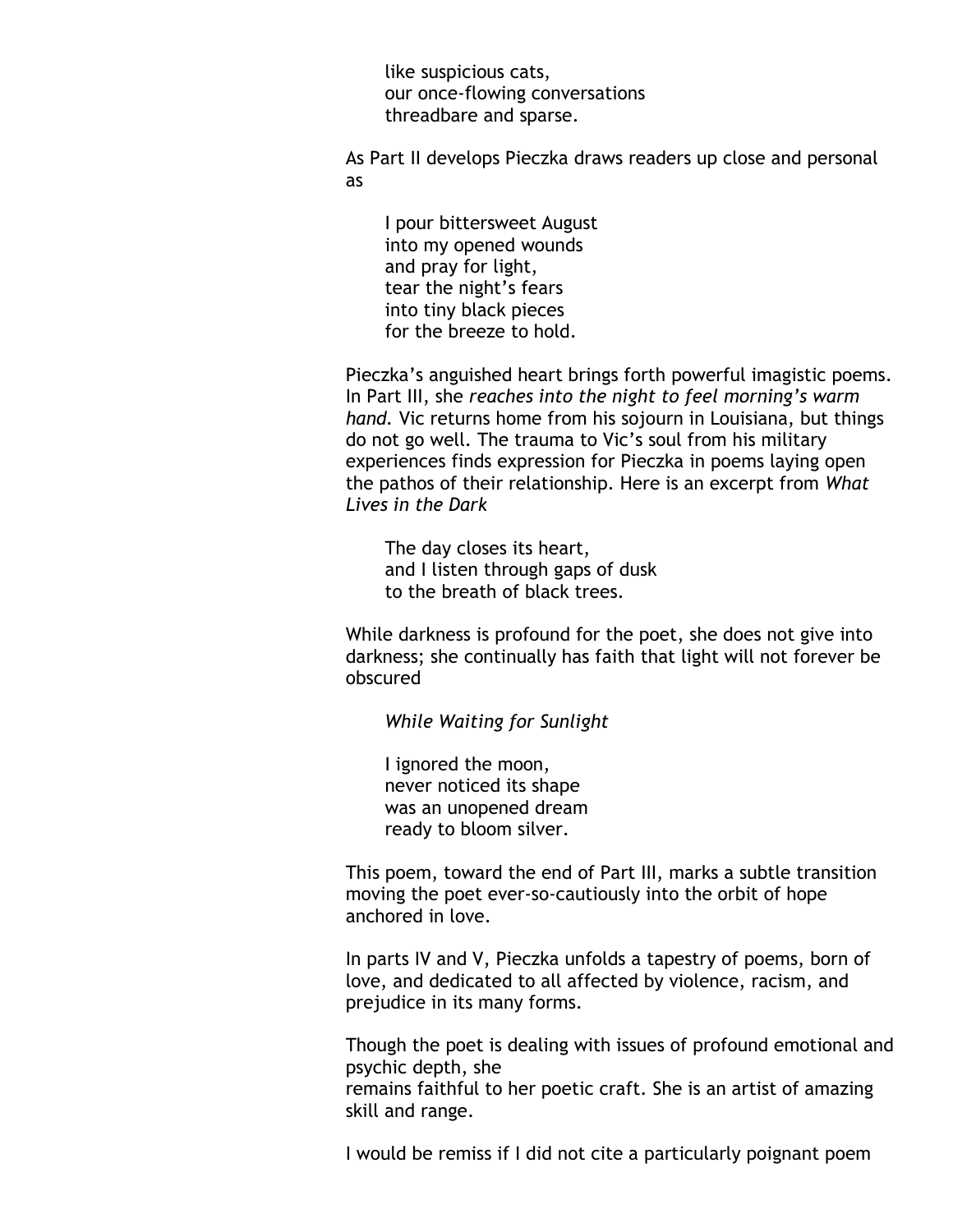> like suspicious cats,
> our once-flowing conversations
> threadbare and sparse.

As Part II develops Pieczka draws readers up close and personal as

> I pour bittersweet August
> into my opened wounds
> and pray for light,
> tear the night's fears
> into tiny black pieces
> for the breeze to hold.

Pieczka's anguished heart brings forth powerful imagistic poems. In Part III, she *reaches into the night to feel morning's warm hand.* Vic returns home from his sojourn in Louisiana, but things do not go well. The trauma to Vic's soul from his military experiences finds expression for Pieczka in poems laying open the pathos of their relationship. Here is an excerpt from *What Lives in the Dark*

> The day closes its heart,
> and I listen through gaps of dusk
> to the breath of black trees.

While darkness is profound for the poet, she does not give into darkness; she continually has faith that light will not forever be obscured

> *While Waiting for Sunlight*
>
> I ignored the moon,
> never noticed its shape
> was an unopened dream
> ready to bloom silver.

This poem, toward the end of Part III, marks a subtle transition moving the poet ever-so-cautiously into the orbit of hope anchored in love.

In parts IV and V, Pieczka unfolds a tapestry of poems, born of love, and dedicated to all affected by violence, racism, and prejudice in its many forms.

Though the poet is dealing with issues of profound emotional and psychic depth, she remains faithful to her poetic craft. She is an artist of amazing skill and range.

I would be remiss if I did not cite a particularly poignant poem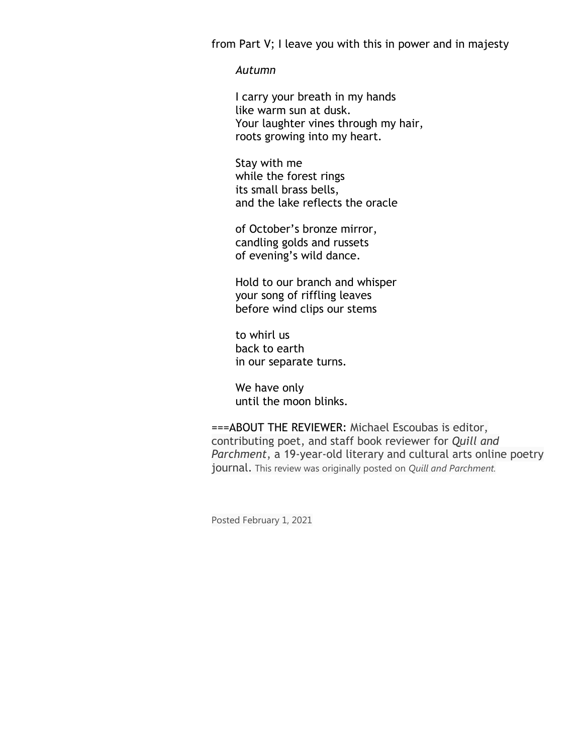from Part V; I leave you with this in power and in majesty

*Autumn*

I carry your breath in my hands  
like warm sun at dusk.  
Your laughter vines through my hair,  
roots growing into my heart.

Stay with me  
while the forest rings  
its small brass bells,  
and the lake reflects the oracle

of October's bronze mirror,  
candling golds and russets  
of evening's wild dance.

Hold to our branch and whisper  
your song of riffling leaves  
before wind clips our stems

to whirl us  
back to earth  
in our separate turns.

We have only  
until the moon blinks.

===ABOUT THE REVIEWER: Michael Escoubas is editor, contributing poet, and staff book reviewer for *Quill and Parchment*, a 19-year-old literary and cultural arts online poetry journal. This review was originally posted on *Quill and Parchment*.

Posted February 1, 2021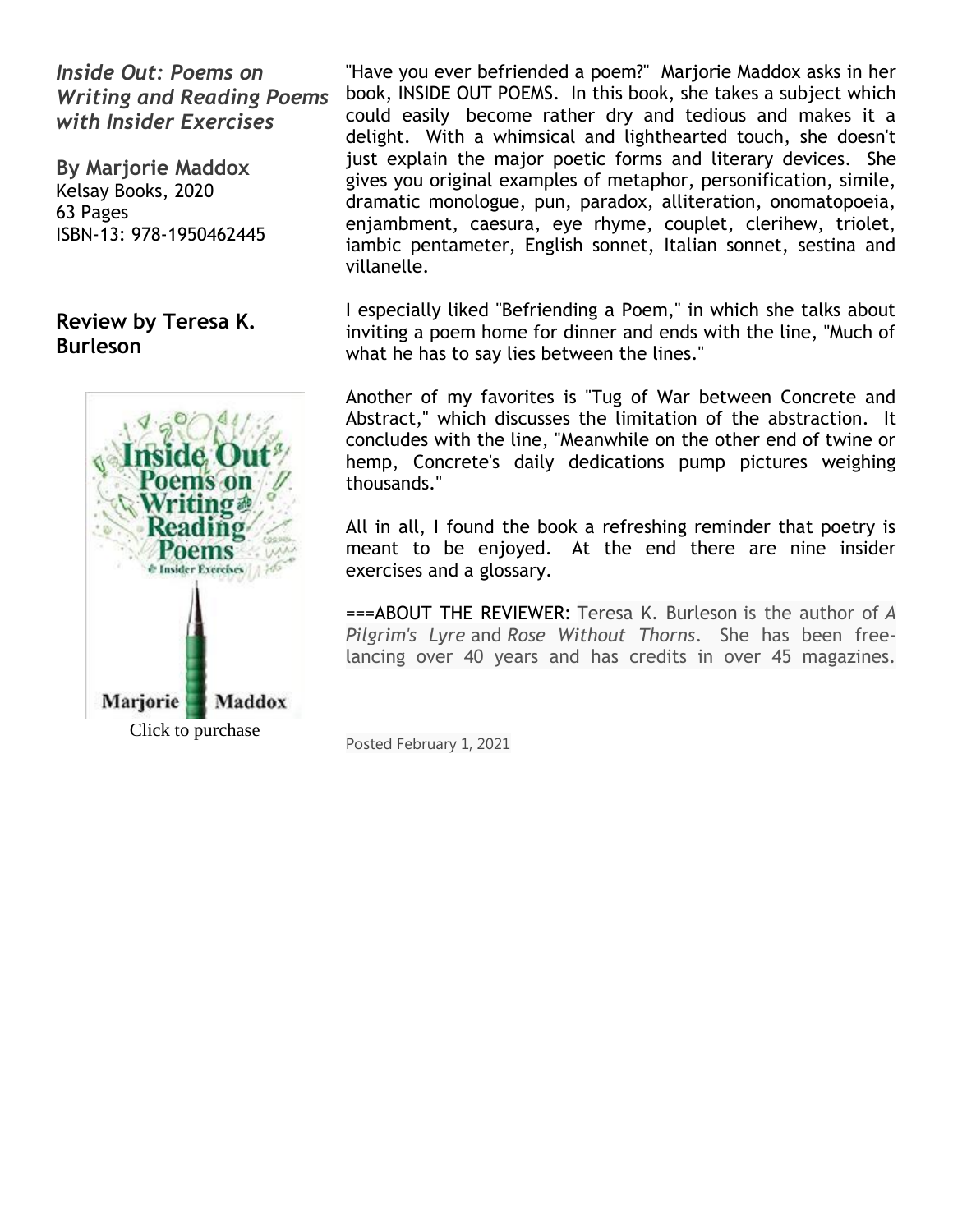# *Inside Out: Poems on Writing and Reading Poems with Insider Exercises*

**By Marjorie Maddox**
Kelsay Books, 2020
63 Pages
ISBN-13: 978-1950462445

## Review by Teresa K. Burleson

Click to purchase

"Have you ever befriended a poem?" Marjorie Maddox asks in her book, INSIDE OUT POEMS. In this book, she takes a subject which could easily become rather dry and tedious and makes it a delight. With a whimsical and lighthearted touch, she doesn't just explain the major poetic forms and literary devices. She gives you original examples of metaphor, personification, simile, dramatic monologue, pun, paradox, alliteration, onomatopoeia, enjambment, caesura, eye rhyme, couplet, clerihew, triolet, iambic pentameter, English sonnet, Italian sonnet, sestina and villanelle.

I especially liked "Befriending a Poem," in which she talks about inviting a poem home for dinner and ends with the line, "Much of what he has to say lies between the lines."

Another of my favorites is "Tug of War between Concrete and Abstract," which discusses the limitation of the abstraction. It concludes with the line, "Meanwhile on the other end of twine or hemp, Concrete's daily dedications pump pictures weighing thousands."

All in all, I found the book a refreshing reminder that poetry is meant to be enjoyed. At the end there are nine insider exercises and a glossary.

===ABOUT THE REVIEWER: Teresa K. Burleson is the author of *A Pilgrim's Lyre* and *Rose Without Thorns*. She has been free-lancing over 40 years and has credits in over 45 magazines.

Posted February 1, 2021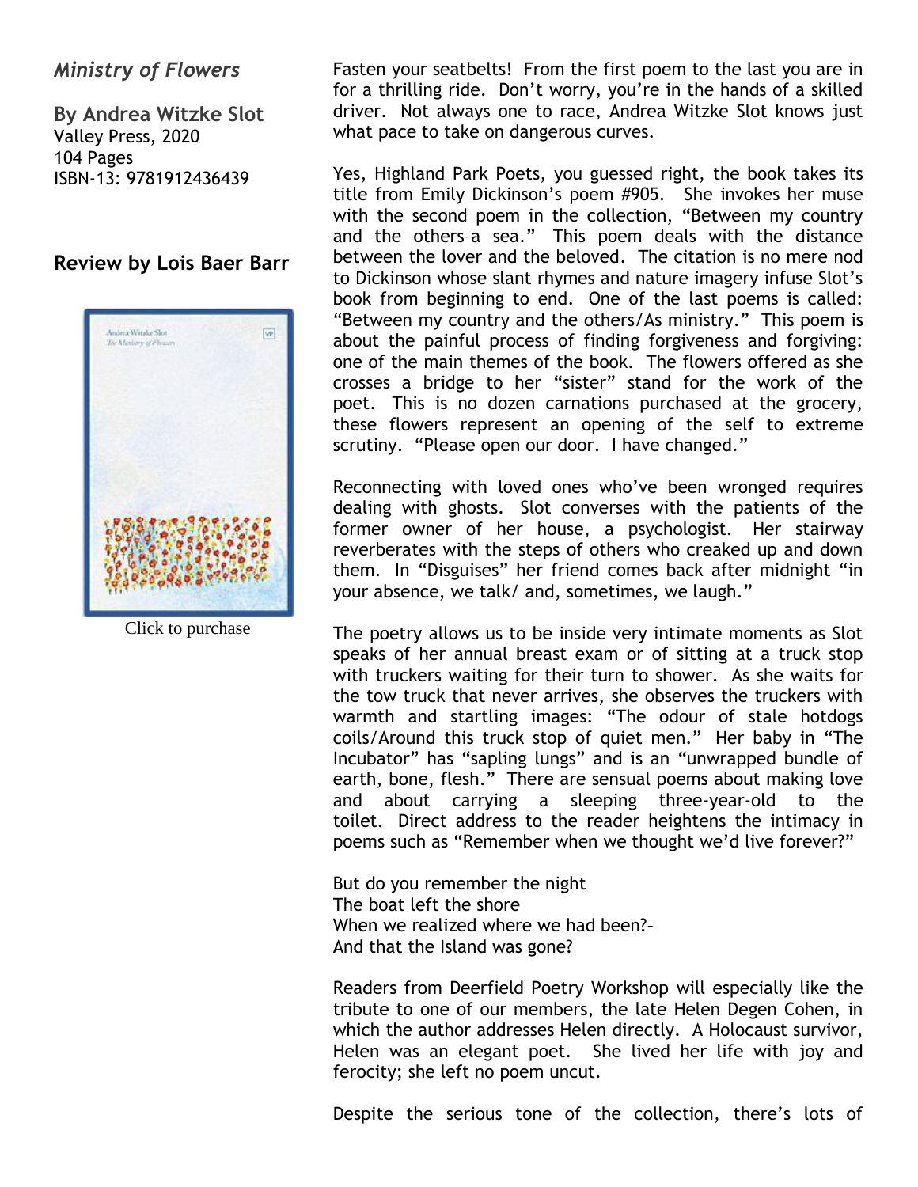## *Ministry of Flowers*

**By Andrea Witzke Slot**
Valley Press, 2020
104 Pages
ISBN-13: 9781912436439

### Review by Lois Baer Barr

Click to purchase

Fasten your seatbelts! From the first poem to the last you are in for a thrilling ride. Don't worry, you're in the hands of a skilled driver. Not always one to race, Andrea Witzke Slot knows just what pace to take on dangerous curves.

Yes, Highland Park Poets, you guessed right, the book takes its title from Emily Dickinson's poem #905. She invokes her muse with the second poem in the collection, "Between my country and the others–a sea." This poem deals with the distance between the lover and the beloved. The citation is no mere nod to Dickinson whose slant rhymes and nature imagery infuse Slot's book from beginning to end. One of the last poems is called: "Between my country and the others/As ministry." This poem is about the painful process of finding forgiveness and forgiving: one of the main themes of the book. The flowers offered as she crosses a bridge to her "sister" stand for the work of the poet. This is no dozen carnations purchased at the grocery, these flowers represent an opening of the self to extreme scrutiny. "Please open our door. I have changed."

Reconnecting with loved ones who've been wronged requires dealing with ghosts. Slot converses with the patients of the former owner of her house, a psychologist. Her stairway reverberates with the steps of others who creaked up and down them. In "Disguises" her friend comes back after midnight "in your absence, we talk/ and, sometimes, we laugh."

The poetry allows us to be inside very intimate moments as Slot speaks of her annual breast exam or of sitting at a truck stop with truckers waiting for their turn to shower. As she waits for the tow truck that never arrives, she observes the truckers with warmth and startling images: "The odour of stale hotdogs coils/Around this truck stop of quiet men." Her baby in "The Incubator" has "sapling lungs" and is an "unwrapped bundle of earth, bone, flesh." There are sensual poems about making love and about carrying a sleeping three-year-old to the toilet. Direct address to the reader heightens the intimacy in poems such as "Remember when we thought we'd live forever?"

But do you remember the night
The boat left the shore
When we realized where we had been?–
And that the Island was gone?

Readers from Deerfield Poetry Workshop will especially like the tribute to one of our members, the late Helen Degen Cohen, in which the author addresses Helen directly. A Holocaust survivor, Helen was an elegant poet. She lived her life with joy and ferocity; she left no poem uncut.

Despite the serious tone of the collection, there's lots of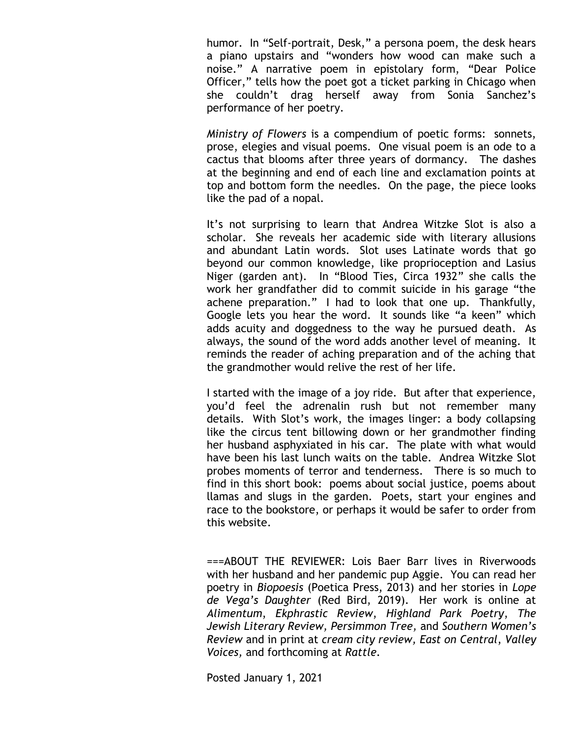humor. In "Self-portrait, Desk," a persona poem, the desk hears a piano upstairs and "wonders how wood can make such a noise." A narrative poem in epistolary form, "Dear Police Officer," tells how the poet got a ticket parking in Chicago when she couldn't drag herself away from Sonia Sanchez's performance of her poetry.

*Ministry of Flowers* is a compendium of poetic forms: sonnets, prose, elegies and visual poems. One visual poem is an ode to a cactus that blooms after three years of dormancy. The dashes at the beginning and end of each line and exclamation points at top and bottom form the needles. On the page, the piece looks like the pad of a nopal.

It's not surprising to learn that Andrea Witzke Slot is also a scholar. She reveals her academic side with literary allusions and abundant Latin words. Slot uses Latinate words that go beyond our common knowledge, like proprioception and Lasius Niger (garden ant). In "Blood Ties, Circa 1932" she calls the work her grandfather did to commit suicide in his garage "the achene preparation." I had to look that one up. Thankfully, Google lets you hear the word. It sounds like "a keen" which adds acuity and doggedness to the way he pursued death. As always, the sound of the word adds another level of meaning. It reminds the reader of aching preparation and of the aching that the grandmother would relive the rest of her life.

I started with the image of a joy ride. But after that experience, you'd feel the adrenalin rush but not remember many details. With Slot's work, the images linger: a body collapsing like the circus tent billowing down or her grandmother finding her husband asphyxiated in his car. The plate with what would have been his last lunch waits on the table. Andrea Witzke Slot probes moments of terror and tenderness. There is so much to find in this short book: poems about social justice, poems about llamas and slugs in the garden. Poets, start your engines and race to the bookstore, or perhaps it would be safer to order from this website.

===ABOUT THE REVIEWER: Lois Baer Barr lives in Riverwoods with her husband and her pandemic pup Aggie. You can read her poetry in *Biopoesis* (Poetica Press, 2013) and her stories in *Lope de Vega's Daughter* (Red Bird, 2019). Her work is online at *Alimentum*, *Ekphrastic Review*, *Highland Park Poetry*, *The Jewish Literary Review, Persimmon Tree,* and *Southern Women's Review* and in print at *cream city review, East on Central*, *Valley Voices,* and forthcoming at *Rattle*.

Posted January 1, 2021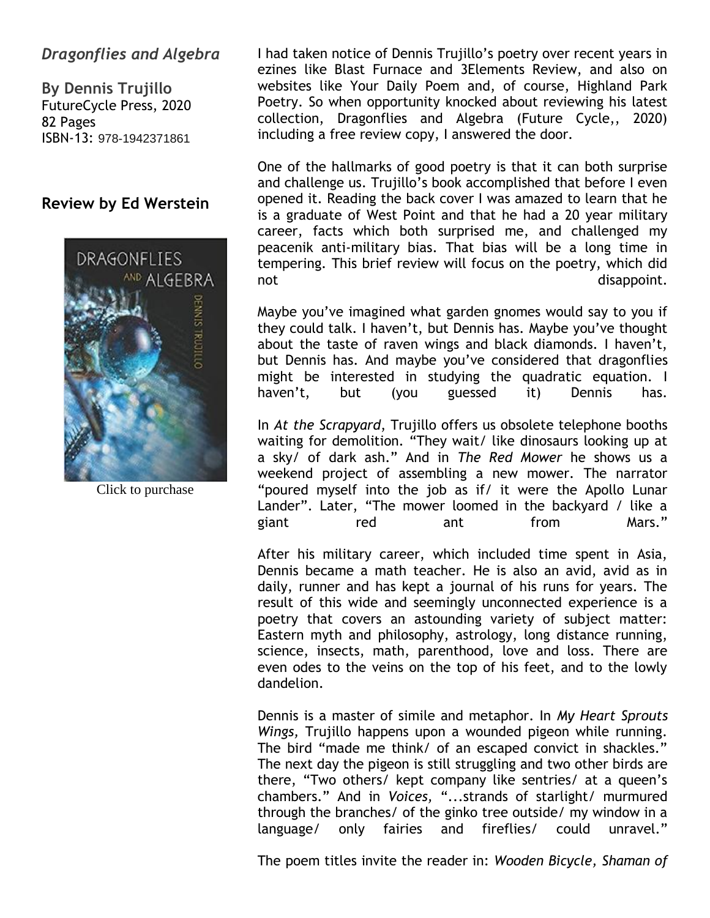## *Dragonflies and Algebra*

**By Dennis Trujillo**
FutureCycle Press, 2020
82 Pages
ISBN-13: 978-1942371861

### Review by Ed Werstein

Click to purchase

I had taken notice of Dennis Trujillo's poetry over recent years in ezines like Blast Furnace and 3Elements Review, and also on websites like Your Daily Poem and, of course, Highland Park Poetry. So when opportunity knocked about reviewing his latest collection, Dragonflies and Algebra (Future Cycle,, 2020) including a free review copy, I answered the door.

One of the hallmarks of good poetry is that it can both surprise and challenge us. Trujillo's book accomplished that before I even opened it. Reading the back cover I was amazed to learn that he is a graduate of West Point and that he had a 20 year military career, facts which both surprised me, and challenged my peacenik anti-military bias. That bias will be a long time in tempering. This brief review will focus on the poetry, which did not disappoint.

Maybe you've imagined what garden gnomes would say to you if they could talk. I haven't, but Dennis has. Maybe you've thought about the taste of raven wings and black diamonds. I haven't, but Dennis has. And maybe you've considered that dragonflies might be interested in studying the quadratic equation. I haven't, but (you guessed it) Dennis has.

In *At the Scrapyard*, Trujillo offers us obsolete telephone booths waiting for demolition. "They wait/ like dinosaurs looking up at a sky/ of dark ash." And in *The Red Mower* he shows us a weekend project of assembling a new mower. The narrator "poured myself into the job as if/ it were the Apollo Lunar Lander". Later, "The mower loomed in the backyard / like a giant red ant from Mars."

After his military career, which included time spent in Asia, Dennis became a math teacher. He is also an avid, avid as in daily, runner and has kept a journal of his runs for years. The result of this wide and seemingly unconnected experience is a poetry that covers an astounding variety of subject matter: Eastern myth and philosophy, astrology, long distance running, science, insects, math, parenthood, love and loss. There are even odes to the veins on the top of his feet, and to the lowly dandelion.

Dennis is a master of simile and metaphor. In *My Heart Sprouts Wings*, Trujillo happens upon a wounded pigeon while running. The bird "made me think/ of an escaped convict in shackles." The next day the pigeon is still struggling and two other birds are there, "Two others/ kept company like sentries/ at a queen's chambers." And in *Voices*, "...strands of starlight/ murmured through the branches/ of the ginko tree outside/ my window in a language/ only fairies and fireflies/ could unravel."

The poem titles invite the reader in: *Wooden Bicycle, Shaman of*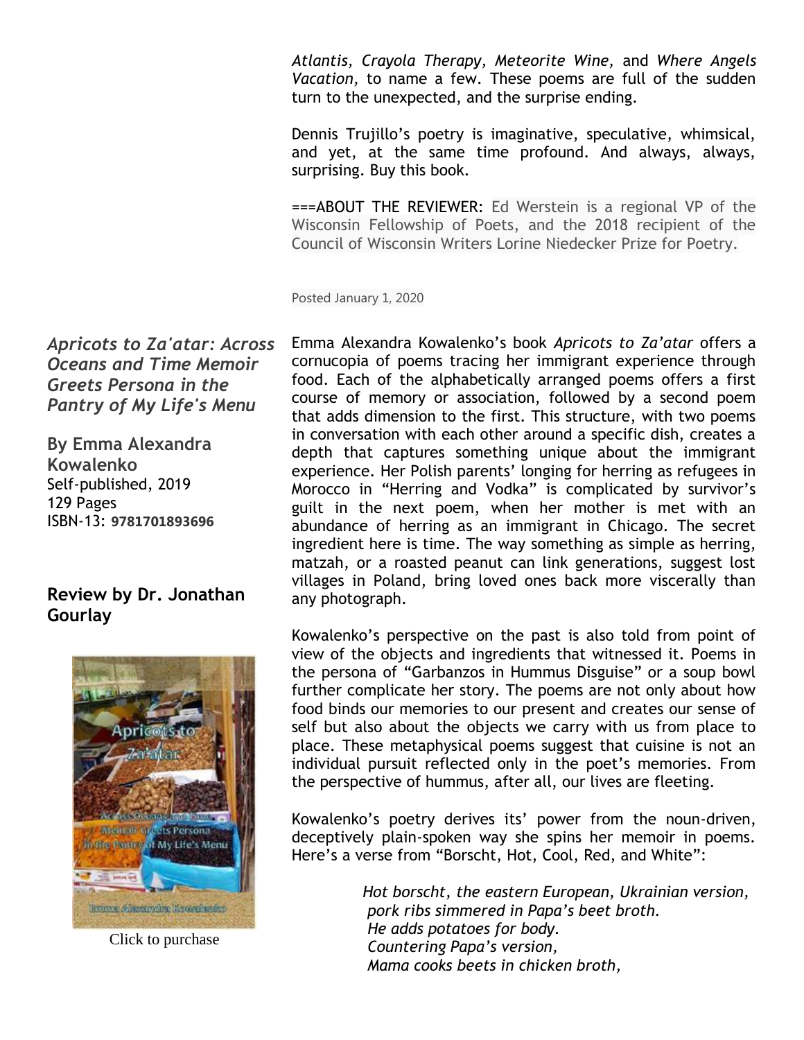*Atlantis, Crayola Therapy, Meteorite Wine,* and *Where Angels Vacation,* to name a few. These poems are full of the sudden turn to the unexpected, and the surprise ending.

Dennis Trujillo's poetry is imaginative, speculative, whimsical, and yet, at the same time profound. And always, always, surprising. Buy this book.

===ABOUT THE REVIEWER: Ed Werstein is a regional VP of the Wisconsin Fellowship of Poets, and the 2018 recipient of the Council of Wisconsin Writers Lorine Niedecker Prize for Poetry.

Posted January 1, 2020

## *Apricots to Za'atar: Across Oceans and Time Memoir Greets Persona in the Pantry of My Life's Menu*

**By Emma Alexandra Kowalenko**
Self-published, 2019
129 Pages
ISBN-13: **9781701893696**

### Review by Dr. Jonathan Gourlay

Click to purchase

Emma Alexandra Kowalenko's book *Apricots to Za'atar* offers a cornucopia of poems tracing her immigrant experience through food. Each of the alphabetically arranged poems offers a first course of memory or association, followed by a second poem that adds dimension to the first. This structure, with two poems in conversation with each other around a specific dish, creates a depth that captures something unique about the immigrant experience. Her Polish parents' longing for herring as refugees in Morocco in "Herring and Vodka" is complicated by survivor's guilt in the next poem, when her mother is met with an abundance of herring as an immigrant in Chicago. The secret ingredient here is time. The way something as simple as herring, matzah, or a roasted peanut can link generations, suggest lost villages in Poland, bring loved ones back more viscerally than any photograph.

Kowalenko's perspective on the past is also told from point of view of the objects and ingredients that witnessed it. Poems in the persona of "Garbanzos in Hummus Disguise" or a soup bowl further complicate her story. The poems are not only about how food binds our memories to our present and creates our sense of self but also about the objects we carry with us from place to place. These metaphysical poems suggest that cuisine is not an individual pursuit reflected only in the poet's memories. From the perspective of hummus, after all, our lives are fleeting.

Kowalenko's poetry derives its' power from the noun-driven, deceptively plain-spoken way she spins her memoir in poems. Here's a verse from "Borscht, Hot, Cool, Red, and White":

> *Hot borscht, the eastern European, Ukrainian version,*
> *pork ribs simmered in Papa's beet broth.*
> *He adds potatoes for body.*
> *Countering Papa's version,*
> *Mama cooks beets in chicken broth,*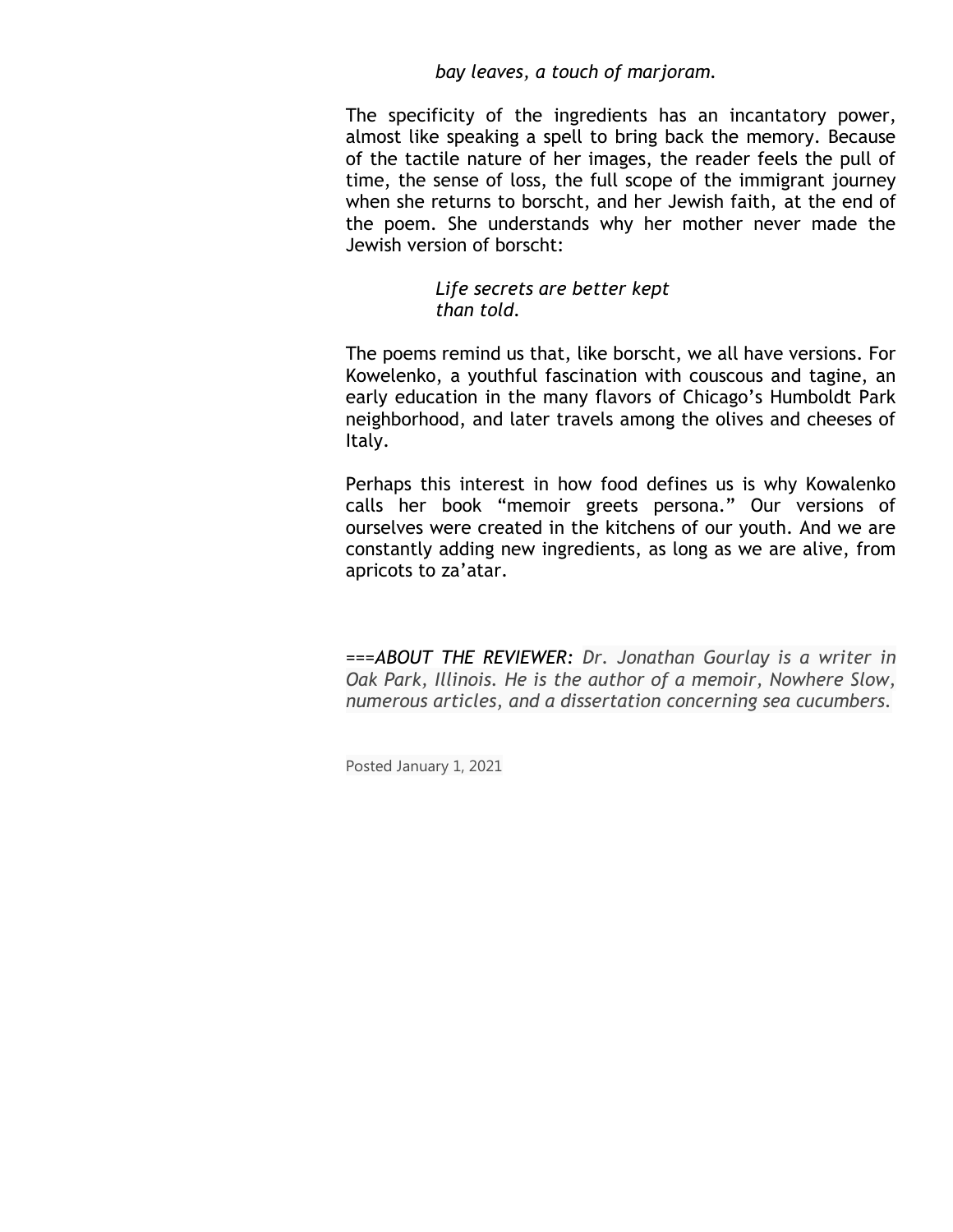> *bay leaves, a touch of marjoram.*

The specificity of the ingredients has an incantatory power, almost like speaking a spell to bring back the memory. Because of the tactile nature of her images, the reader feels the pull of time, the sense of loss, the full scope of the immigrant journey when she returns to borscht, and her Jewish faith, at the end of the poem. She understands why her mother never made the Jewish version of borscht:

> *Life secrets are better kept*
> *than told.*

The poems remind us that, like borscht, we all have versions. For Kowelenko, a youthful fascination with couscous and tagine, an early education in the many flavors of Chicago's Humboldt Park neighborhood, and later travels among the olives and cheeses of Italy.

Perhaps this interest in how food defines us is why Kowalenko calls her book "memoir greets persona." Our versions of ourselves were created in the kitchens of our youth. And we are constantly adding new ingredients, as long as we are alive, from apricots to za'atar.

===*ABOUT THE REVIEWER*: *Dr. Jonathan Gourlay is a writer in Oak Park, Illinois. He is the author of a memoir, Nowhere Slow, numerous articles, and a dissertation concerning sea cucumbers.*

Posted January 1, 2021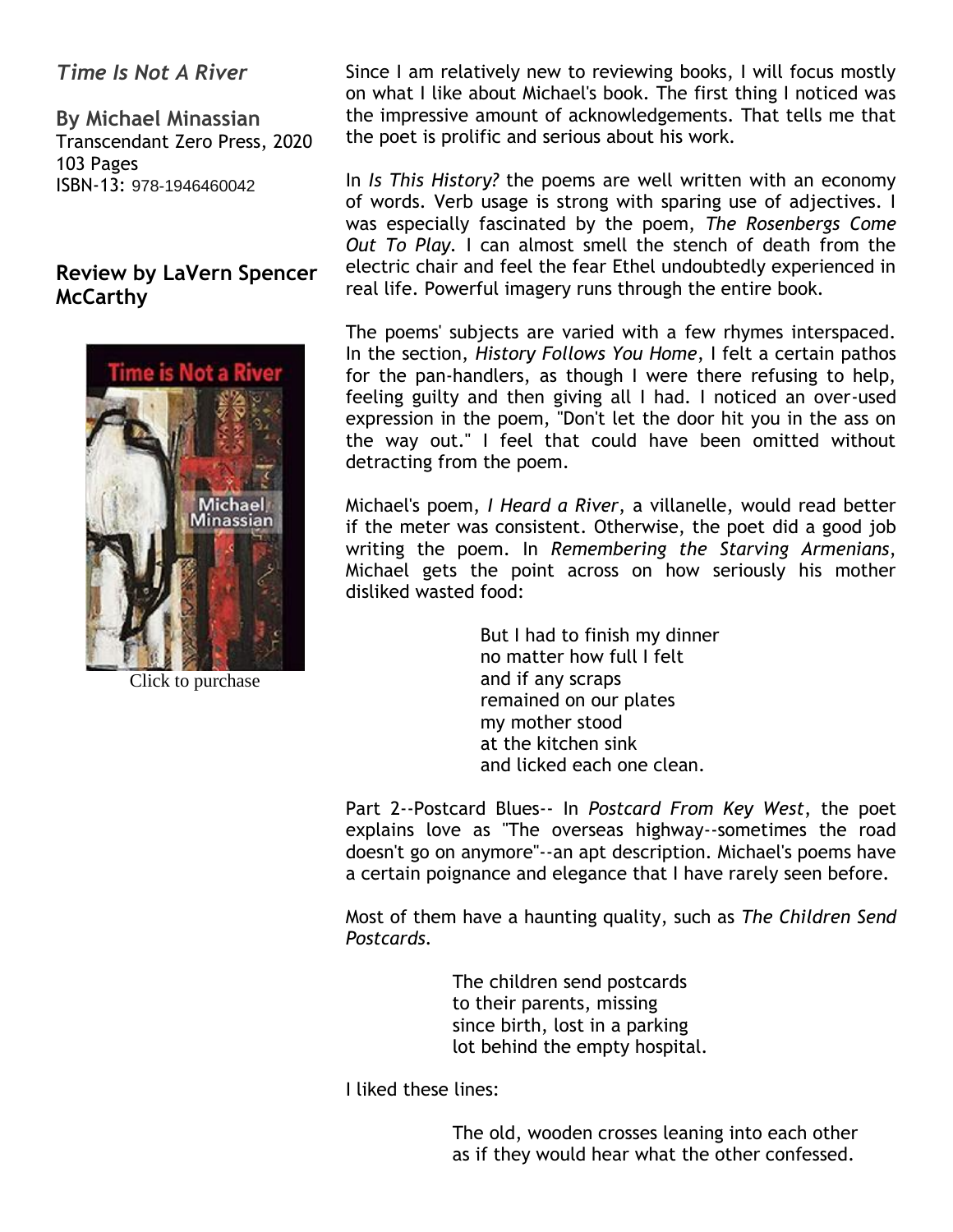## *Time Is Not A River*

**By Michael Minassian**
Transcendant Zero Press, 2020
103 Pages
ISBN-13: 978-1946460042

### Review by LaVern Spencer McCarthy

Click to purchase

Since I am relatively new to reviewing books, I will focus mostly on what I like about Michael's book. The first thing I noticed was the impressive amount of acknowledgements. That tells me that the poet is prolific and serious about his work.

In *Is This History?* the poems are well written with an economy of words. Verb usage is strong with sparing use of adjectives. I was especially fascinated by the poem, *The Rosenbergs Come Out To Play*. I can almost smell the stench of death from the electric chair and feel the fear Ethel undoubtedly experienced in real life. Powerful imagery runs through the entire book.

The poems' subjects are varied with a few rhymes interspaced. In the section, *History Follows You Home*, I felt a certain pathos for the pan-handlers, as though I were there refusing to help, feeling guilty and then giving all I had. I noticed an over-used expression in the poem, "Don't let the door hit you in the ass on the way out." I feel that could have been omitted without detracting from the poem.

Michael's poem, *I Heard a River*, a villanelle, would read better if the meter was consistent. Otherwise, the poet did a good job writing the poem. In *Remembering the Starving Armenians*, Michael gets the point across on how seriously his mother disliked wasted food:

> But I had to finish my dinner
> no matter how full I felt
> and if any scraps
> remained on our plates
> my mother stood
> at the kitchen sink
> and licked each one clean.

Part 2--Postcard Blues-- In *Postcard From Key West*, the poet explains love as "The overseas highway--sometimes the road doesn't go on anymore"--an apt description. Michael's poems have a certain poignance and elegance that I have rarely seen before.

Most of them have a haunting quality, such as *The Children Send Postcards.*

> The children send postcards
> to their parents, missing
> since birth, lost in a parking
> lot behind the empty hospital.

I liked these lines:

> The old, wooden crosses leaning into each other
> as if they would hear what the other confessed.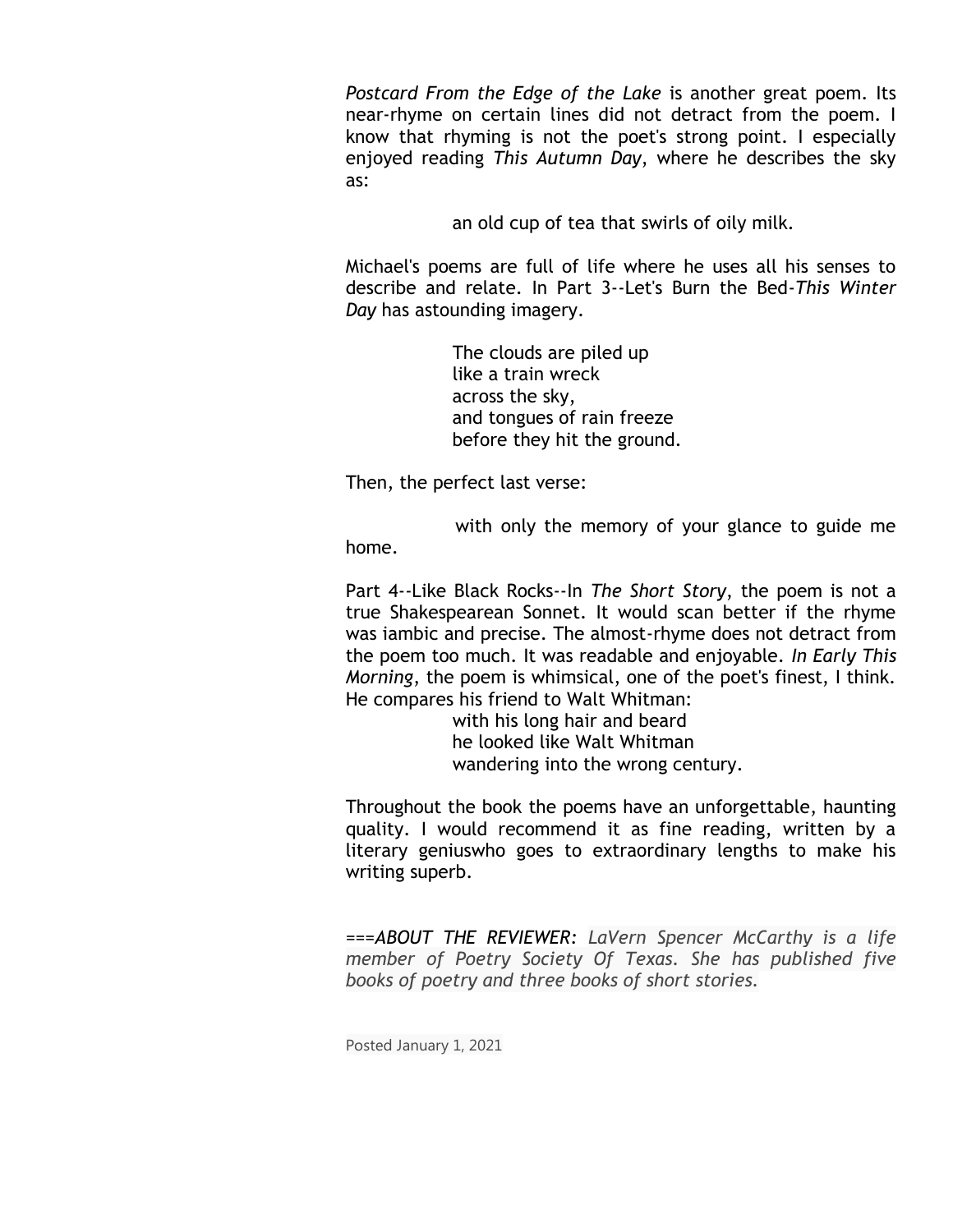*Postcard From the Edge of the Lake* is another great poem. Its near-rhyme on certain lines did not detract from the poem. I know that rhyming is not the poet's strong point. I especially enjoyed reading *This Autumn Day*, where he describes the sky as:

> an old cup of tea that swirls of oily milk.

Michael's poems are full of life where he uses all his senses to describe and relate. In Part 3--Let's Burn the Bed-*This Winter Day* has astounding imagery.

> The clouds are piled up  
> like a train wreck  
> across the sky,  
> and tongues of rain freeze  
> before they hit the ground.

Then, the perfect last verse:

> with only the memory of your glance to guide me home.

Part 4--Like Black Rocks--In *The Short Story*, the poem is not a true Shakespearean Sonnet. It would scan better if the rhyme was iambic and precise. The almost-rhyme does not detract from the poem too much. It was readable and enjoyable. *In Early This Morning*, the poem is whimsical, one of the poet's finest, I think. He compares his friend to Walt Whitman:

> with his long hair and beard  
> he looked like Walt Whitman  
> wandering into the wrong century.

Throughout the book the poems have an unforgettable, haunting quality. I would recommend it as fine reading, written by a literary geniuswho goes to extraordinary lengths to make his writing superb.

===*ABOUT THE REVIEWER: LaVern Spencer McCarthy is a life member of Poetry Society Of Texas. She has published five books of poetry and three books of short stories.*

Posted January 1, 2021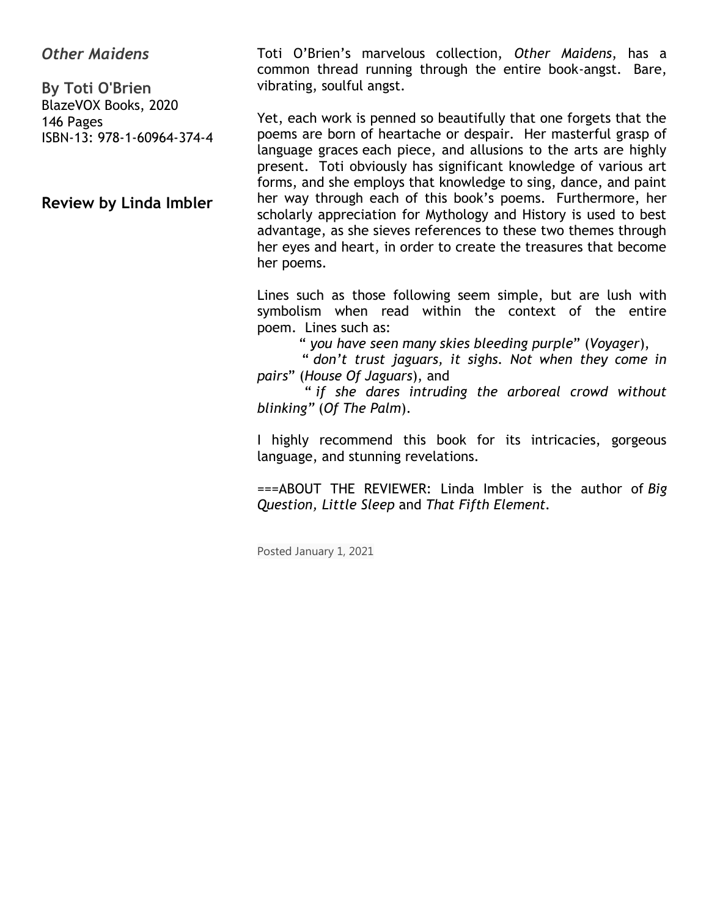## *Other Maidens*

**By Toti O'Brien**
BlazeVOX Books, 2020
146 Pages
ISBN-13: 978-1-60964-374-4

**Review by Linda Imbler**

Toti O'Brien's marvelous collection, *Other Maidens*, has a common thread running through the entire book-angst. Bare, vibrating, soulful angst.

Yet, each work is penned so beautifully that one forgets that the poems are born of heartache or despair. Her masterful grasp of language graces each piece, and allusions to the arts are highly present. Toti obviously has significant knowledge of various art forms, and she employs that knowledge to sing, dance, and paint her way through each of this book's poems. Furthermore, her scholarly appreciation for Mythology and History is used to best advantage, as she sieves references to these two themes through her eyes and heart, in order to create the treasures that become her poems.

Lines such as those following seem simple, but are lush with symbolism when read within the context of the entire poem. Lines such as:

" *you have seen many skies bleeding purple*" (*Voyager*),

" *don't trust jaguars, it sighs. Not when they come in pairs*" (*House Of Jaguars*), and

" *if she dares intruding the arboreal crowd without blinking*" (*Of The Palm*).

I highly recommend this book for its intricacies, gorgeous language, and stunning revelations.

===ABOUT THE REVIEWER: Linda Imbler is the author of *Big Question, Little Sleep* and *That Fifth Element*.

Posted January 1, 2021